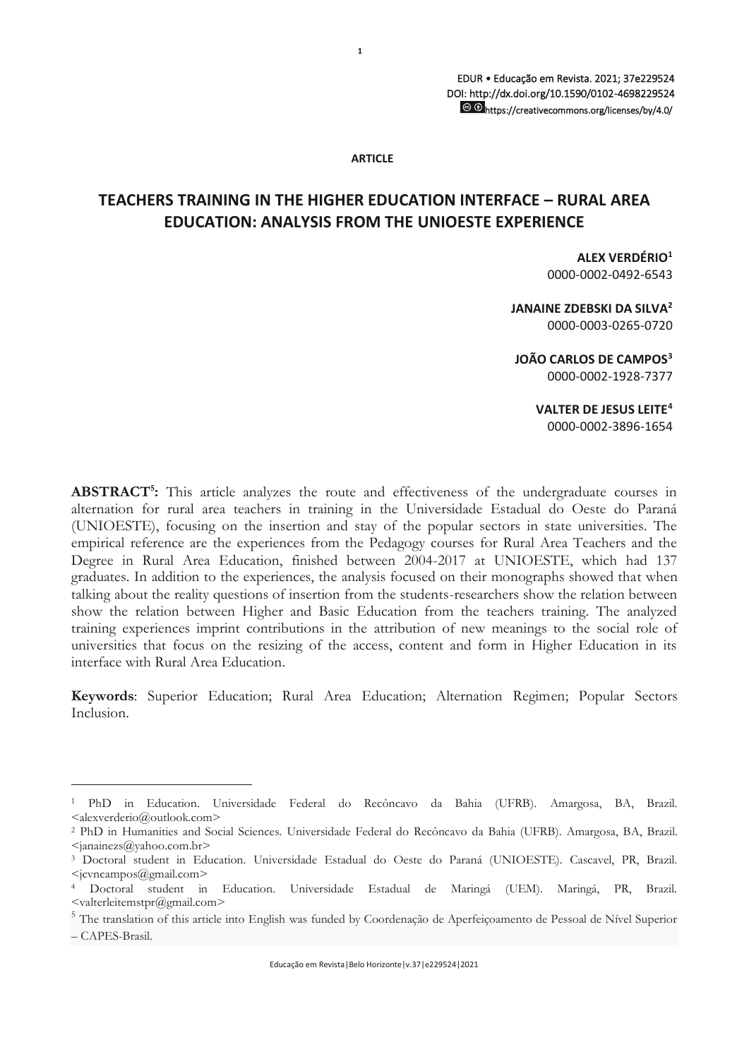**ARTICLE**

# TEACHERS TRAINING IN THE HIGHER EDUCATION INTERFACE – RURAL AREA EDUCATION: ANALYSIS FROM THE UNIOESTE EXPERIENCE

**ALEX VERDÉRIO**[1]
0000-0002-0492-6543

**JANAINE ZDEBSKI DA SILVA**[2]
0000-0003-0265-0720

**JOÃO CARLOS DE CAMPOS**[3]
0000-0002-1928-7377

**VALTER DE JESUS LEITE**[4]
0000-0002-3896-1654

**ABSTRACT**[5]**:** This article analyzes the route and effectiveness of the undergraduate courses in alternation for rural area teachers in training in the Universidade Estadual do Oeste do Paraná (UNIOESTE), focusing on the insertion and stay of the popular sectors in state universities. The empirical reference are the experiences from the Pedagogy courses for Rural Area Teachers and the Degree in Rural Area Education, finished between 2004-2017 at UNIOESTE, which had 137 graduates. In addition to the experiences, the analysis focused on their monographs showed that when talking about the reality questions of insertion from the students-researchers show the relation between show the relation between Higher and Basic Education from the teachers training. The analyzed training experiences imprint contributions in the attribution of new meanings to the social role of universities that focus on the resizing of the access, content and form in Higher Education in its interface with Rural Area Education.

**Keywords**: Superior Education; Rural Area Education; Alternation Regimen; Popular Sectors Inclusion.

---

[1] PhD in Education. Universidade Federal do Recôncavo da Bahia (UFRB). Amargosa, BA, Brazil. <alexverderio@outlook.com>

[2] PhD in Humanities and Social Sciences. Universidade Federal do Recôncavo da Bahia (UFRB). Amargosa, BA, Brazil. <janainezs@yahoo.com.br>

[3] Doctoral student in Education. Universidade Estadual do Oeste do Paraná (UNIOESTE). Cascavel, PR, Brazil. <jcvncampos@gmail.com>

[4] Doctoral student in Education. Universidade Estadual de Maringá (UEM). Maringá, PR, Brazil. <valterleitemstpr@gmail.com>

[5] The translation of this article into English was funded by Coordenação de Aperfeiçoamento de Pessoal de Nível Superior – CAPES-Brasil.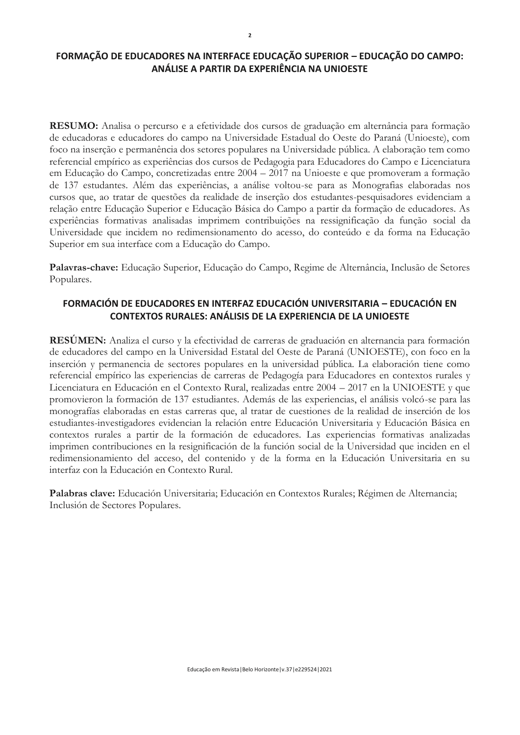## FORMAÇÃO DE EDUCADORES NA INTERFACE EDUCAÇÃO SUPERIOR – EDUCAÇÃO DO CAMPO: ANÁLISE A PARTIR DA EXPERIÊNCIA NA UNIOESTE

**RESUMO:** Analisa o percurso e a efetividade dos cursos de graduação em alternância para formação de educadoras e educadores do campo na Universidade Estadual do Oeste do Paraná (Unioeste), com foco na inserção e permanência dos setores populares na Universidade pública. A elaboração tem como referencial empírico as experiências dos cursos de Pedagogia para Educadores do Campo e Licenciatura em Educação do Campo, concretizadas entre 2004 – 2017 na Unioeste e que promoveram a formação de 137 estudantes. Além das experiências, a análise voltou-se para as Monografias elaboradas nos cursos que, ao tratar de questões da realidade de inserção dos estudantes-pesquisadores evidenciam a relação entre Educação Superior e Educação Básica do Campo a partir da formação de educadores. As experiências formativas analisadas imprimem contribuições na ressignificação da função social da Universidade que incidem no redimensionamento do acesso, do conteúdo e da forma na Educação Superior em sua interface com a Educação do Campo.

**Palavras-chave:** Educação Superior, Educação do Campo, Regime de Alternância, Inclusão de Setores Populares.

## FORMACIÓN DE EDUCADORES EN INTERFAZ EDUCACIÓN UNIVERSITARIA – EDUCACIÓN EN CONTEXTOS RURALES: ANÁLISIS DE LA EXPERIENCIA DE LA UNIOESTE

**RESÚMEN:** Analiza el curso y la efectividad de carreras de graduación en alternancia para formación de educadores del campo en la Universidad Estatal del Oeste de Paraná (UNIOESTE), con foco en la inserción y permanencia de sectores populares en la universidad pública. La elaboración tiene como referencial empírico las experiencias de carreras de Pedagogía para Educadores en contextos rurales y Licenciatura en Educación en el Contexto Rural, realizadas entre 2004 – 2017 en la UNIOESTE y que promovieron la formación de 137 estudiantes. Además de las experiencias, el análisis volcó-se para las monografías elaboradas en estas carreras que, al tratar de cuestiones de la realidad de inserción de los estudiantes-investigadores evidencian la relación entre Educación Universitaria y Educación Básica en contextos rurales a partir de la formación de educadores. Las experiencias formativas analizadas imprimen contribuciones en la resignificación de la función social de la Universidad que inciden en el redimensionamiento del acceso, del contenido y de la forma en la Educación Universitaria en su interfaz con la Educación en Contexto Rural.

**Palabras clave:** Educación Universitaria; Educación en Contextos Rurales; Régimen de Alternancia; Inclusión de Sectores Populares.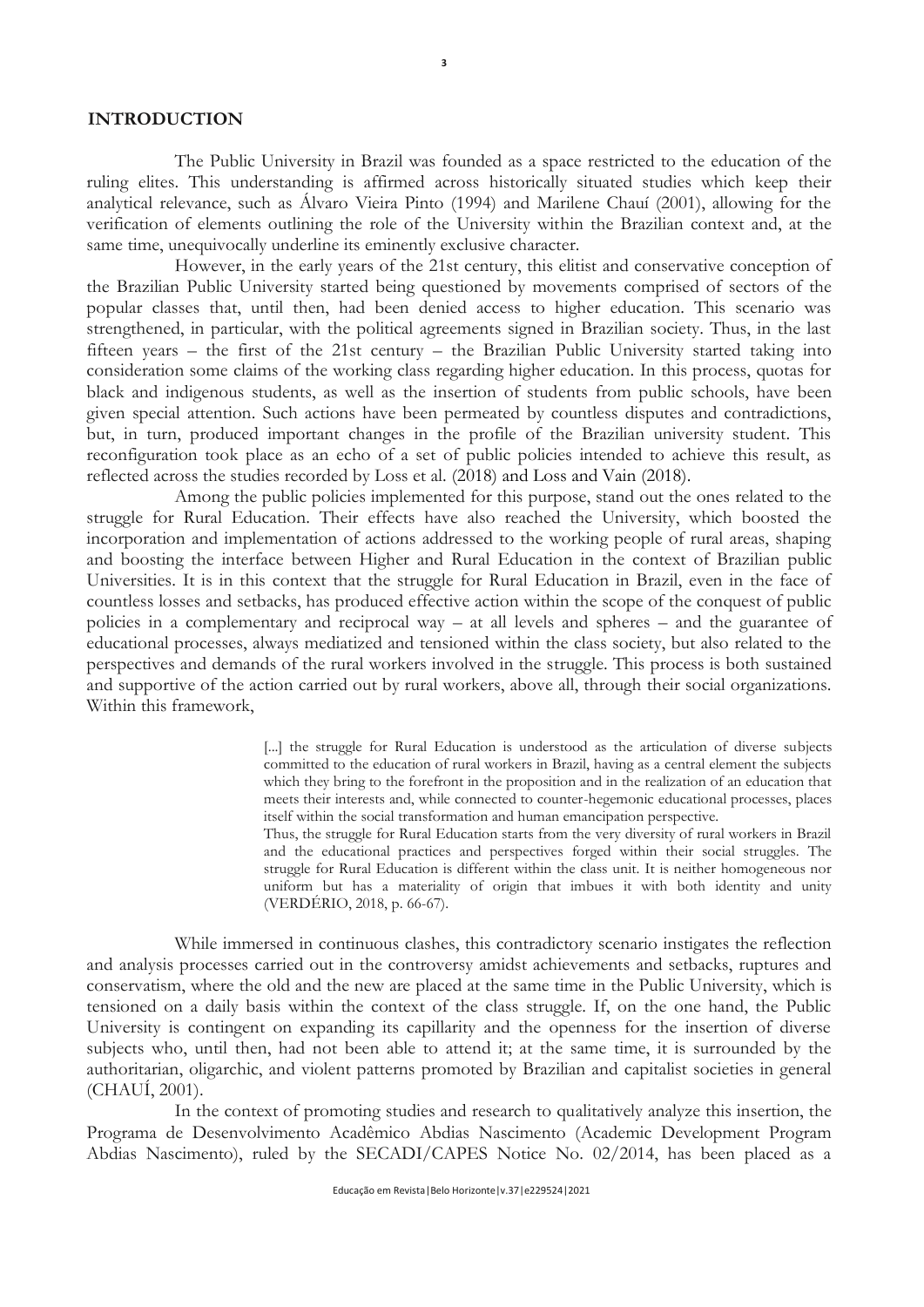## INTRODUCTION

The Public University in Brazil was founded as a space restricted to the education of the ruling elites. This understanding is affirmed across historically situated studies which keep their analytical relevance, such as Álvaro Vieira Pinto (1994) and Marilene Chauí (2001), allowing for the verification of elements outlining the role of the University within the Brazilian context and, at the same time, unequivocally underline its eminently exclusive character.

However, in the early years of the 21st century, this elitist and conservative conception of the Brazilian Public University started being questioned by movements comprised of sectors of the popular classes that, until then, had been denied access to higher education. This scenario was strengthened, in particular, with the political agreements signed in Brazilian society. Thus, in the last fifteen years – the first of the 21st century – the Brazilian Public University started taking into consideration some claims of the working class regarding higher education. In this process, quotas for black and indigenous students, as well as the insertion of students from public schools, have been given special attention. Such actions have been permeated by countless disputes and contradictions, but, in turn, produced important changes in the profile of the Brazilian university student. This reconfiguration took place as an echo of a set of public policies intended to achieve this result, as reflected across the studies recorded by Loss et al. (2018) and Loss and Vain (2018).

Among the public policies implemented for this purpose, stand out the ones related to the struggle for Rural Education. Their effects have also reached the University, which boosted the incorporation and implementation of actions addressed to the working people of rural areas, shaping and boosting the interface between Higher and Rural Education in the context of Brazilian public Universities. It is in this context that the struggle for Rural Education in Brazil, even in the face of countless losses and setbacks, has produced effective action within the scope of the conquest of public policies in a complementary and reciprocal way – at all levels and spheres – and the guarantee of educational processes, always mediatized and tensioned within the class society, but also related to the perspectives and demands of the rural workers involved in the struggle. This process is both sustained and supportive of the action carried out by rural workers, above all, through their social organizations. Within this framework,

> [...] the struggle for Rural Education is understood as the articulation of diverse subjects committed to the education of rural workers in Brazil, having as a central element the subjects which they bring to the forefront in the proposition and in the realization of an education that meets their interests and, while connected to counter-hegemonic educational processes, places itself within the social transformation and human emancipation perspective.
>
> Thus, the struggle for Rural Education starts from the very diversity of rural workers in Brazil and the educational practices and perspectives forged within their social struggles. The struggle for Rural Education is different within the class unit. It is neither homogeneous nor uniform but has a materiality of origin that imbues it with both identity and unity (VERDÉRIO, 2018, p. 66-67).

While immersed in continuous clashes, this contradictory scenario instigates the reflection and analysis processes carried out in the controversy amidst achievements and setbacks, ruptures and conservatism, where the old and the new are placed at the same time in the Public University, which is tensioned on a daily basis within the context of the class struggle. If, on the one hand, the Public University is contingent on expanding its capillarity and the openness for the insertion of diverse subjects who, until then, had not been able to attend it; at the same time, it is surrounded by the authoritarian, oligarchic, and violent patterns promoted by Brazilian and capitalist societies in general (CHAUÍ, 2001).

In the context of promoting studies and research to qualitatively analyze this insertion, the Programa de Desenvolvimento Acadêmico Abdias Nascimento (Academic Development Program Abdias Nascimento), ruled by the SECADI/CAPES Notice No. 02/2014, has been placed as a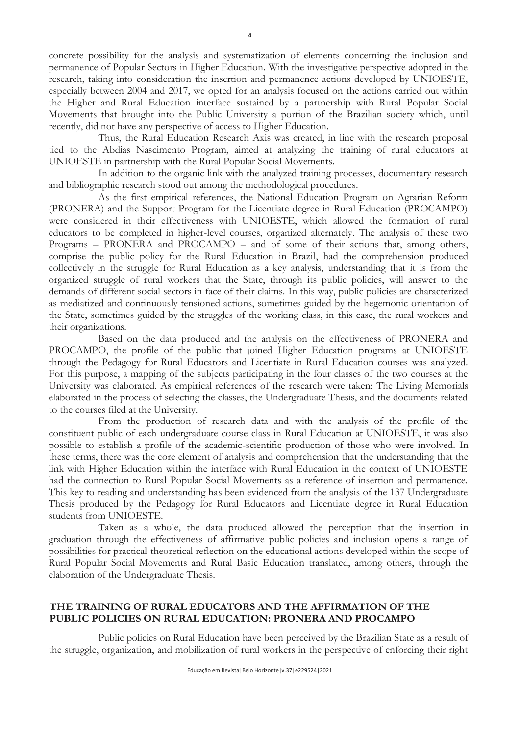concrete possibility for the analysis and systematization of elements concerning the inclusion and permanence of Popular Sectors in Higher Education. With the investigative perspective adopted in the research, taking into consideration the insertion and permanence actions developed by UNIOESTE, especially between 2004 and 2017, we opted for an analysis focused on the actions carried out within the Higher and Rural Education interface sustained by a partnership with Rural Popular Social Movements that brought into the Public University a portion of the Brazilian society which, until recently, did not have any perspective of access to Higher Education.

Thus, the Rural Education Research Axis was created, in line with the research proposal tied to the Abdias Nascimento Program, aimed at analyzing the training of rural educators at UNIOESTE in partnership with the Rural Popular Social Movements.

In addition to the organic link with the analyzed training processes, documentary research and bibliographic research stood out among the methodological procedures.

As the first empirical references, the National Education Program on Agrarian Reform (PRONERA) and the Support Program for the Licentiate degree in Rural Education (PROCAMPO) were considered in their effectiveness with UNIOESTE, which allowed the formation of rural educators to be completed in higher-level courses, organized alternately. The analysis of these two Programs – PRONERA and PROCAMPO – and of some of their actions that, among others, comprise the public policy for the Rural Education in Brazil, had the comprehension produced collectively in the struggle for Rural Education as a key analysis, understanding that it is from the organized struggle of rural workers that the State, through its public policies, will answer to the demands of different social sectors in face of their claims. In this way, public policies are characterized as mediatized and continuously tensioned actions, sometimes guided by the hegemonic orientation of the State, sometimes guided by the struggles of the working class, in this case, the rural workers and their organizations.

Based on the data produced and the analysis on the effectiveness of PRONERA and PROCAMPO, the profile of the public that joined Higher Education programs at UNIOESTE through the Pedagogy for Rural Educators and Licentiate in Rural Education courses was analyzed. For this purpose, a mapping of the subjects participating in the four classes of the two courses at the University was elaborated. As empirical references of the research were taken: The Living Memorials elaborated in the process of selecting the classes, the Undergraduate Thesis, and the documents related to the courses filed at the University.

From the production of research data and with the analysis of the profile of the constituent public of each undergraduate course class in Rural Education at UNIOESTE, it was also possible to establish a profile of the academic-scientific production of those who were involved. In these terms, there was the core element of analysis and comprehension that the understanding that the link with Higher Education within the interface with Rural Education in the context of UNIOESTE had the connection to Rural Popular Social Movements as a reference of insertion and permanence. This key to reading and understanding has been evidenced from the analysis of the 137 Undergraduate Thesis produced by the Pedagogy for Rural Educators and Licentiate degree in Rural Education students from UNIOESTE.

Taken as a whole, the data produced allowed the perception that the insertion in graduation through the effectiveness of affirmative public policies and inclusion opens a range of possibilities for practical-theoretical reflection on the educational actions developed within the scope of Rural Popular Social Movements and Rural Basic Education translated, among others, through the elaboration of the Undergraduate Thesis.

## THE TRAINING OF RURAL EDUCATORS AND THE AFFIRMATION OF THE PUBLIC POLICIES ON RURAL EDUCATION: PRONERA AND PROCAMPO

Public policies on Rural Education have been perceived by the Brazilian State as a result of the struggle, organization, and mobilization of rural workers in the perspective of enforcing their right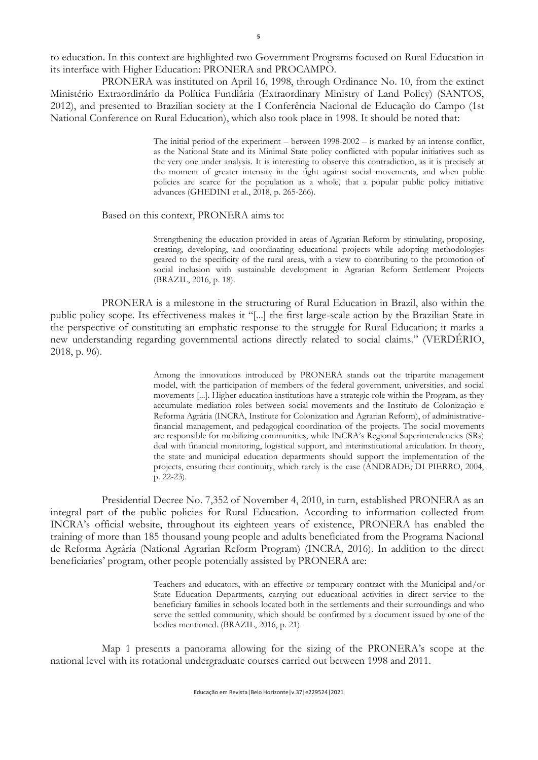to education. In this context are highlighted two Government Programs focused on Rural Education in its interface with Higher Education: PRONERA and PROCAMPO.

PRONERA was instituted on April 16, 1998, through Ordinance No. 10, from the extinct Ministério Extraordinário da Política Fundiária (Extraordinary Ministry of Land Policy) (SANTOS, 2012), and presented to Brazilian society at the I Conferência Nacional de Educação do Campo (1st National Conference on Rural Education), which also took place in 1998. It should be noted that:

> The initial period of the experiment – between 1998-2002 – is marked by an intense conflict, as the National State and its Minimal State policy conflicted with popular initiatives such as the very one under analysis. It is interesting to observe this contradiction, as it is precisely at the moment of greater intensity in the fight against social movements, and when public policies are scarce for the population as a whole, that a popular public policy initiative advances (GHEDINI et al., 2018, p. 265-266).

Based on this context, PRONERA aims to:

> Strengthening the education provided in areas of Agrarian Reform by stimulating, proposing, creating, developing, and coordinating educational projects while adopting methodologies geared to the specificity of the rural areas, with a view to contributing to the promotion of social inclusion with sustainable development in Agrarian Reform Settlement Projects (BRAZIL, 2016, p. 18).

PRONERA is a milestone in the structuring of Rural Education in Brazil, also within the public policy scope. Its effectiveness makes it "[...] the first large-scale action by the Brazilian State in the perspective of constituting an emphatic response to the struggle for Rural Education; it marks a new understanding regarding governmental actions directly related to social claims." (VERDÉRIO, 2018, p. 96).

> Among the innovations introduced by PRONERA stands out the tripartite management model, with the participation of members of the federal government, universities, and social movements [...]. Higher education institutions have a strategic role within the Program, as they accumulate mediation roles between social movements and the Instituto de Colonização e Reforma Agrária (INCRA, Institute for Colonization and Agrarian Reform), of administrative-financial management, and pedagogical coordination of the projects. The social movements are responsible for mobilizing communities, while INCRA's Regional Superintendencies (SRs) deal with financial monitoring, logistical support, and interinstitutional articulation. In theory, the state and municipal education departments should support the implementation of the projects, ensuring their continuity, which rarely is the case (ANDRADE; DI PIERRO, 2004, p. 22-23).

Presidential Decree No. 7,352 of November 4, 2010, in turn, established PRONERA as an integral part of the public policies for Rural Education. According to information collected from INCRA's official website, throughout its eighteen years of existence, PRONERA has enabled the training of more than 185 thousand young people and adults beneficiated from the Programa Nacional de Reforma Agrária (National Agrarian Reform Program) (INCRA, 2016). In addition to the direct beneficiaries' program, other people potentially assisted by PRONERA are:

> Teachers and educators, with an effective or temporary contract with the Municipal and/or State Education Departments, carrying out educational activities in direct service to the beneficiary families in schools located both in the settlements and their surroundings and who serve the settled community, which should be confirmed by a document issued by one of the bodies mentioned. (BRAZIL, 2016, p. 21).

Map 1 presents a panorama allowing for the sizing of the PRONERA's scope at the national level with its rotational undergraduate courses carried out between 1998 and 2011.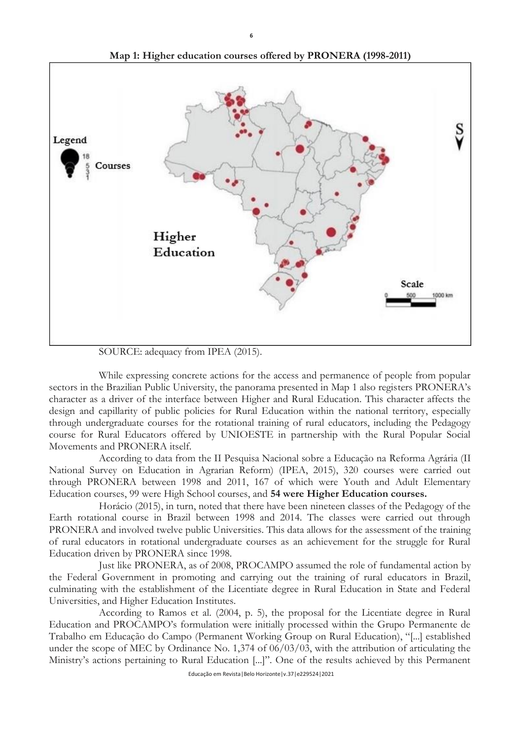**Map 1: Higher education courses offered by PRONERA (1998-2011)**

SOURCE: adequacy from IPEA (2015).

While expressing concrete actions for the access and permanence of people from popular sectors in the Brazilian Public University, the panorama presented in Map 1 also registers PRONERA's character as a driver of the interface between Higher and Rural Education. This character affects the design and capillarity of public policies for Rural Education within the national territory, especially through undergraduate courses for the rotational training of rural educators, including the Pedagogy course for Rural Educators offered by UNIOESTE in partnership with the Rural Popular Social Movements and PRONERA itself.

According to data from the II Pesquisa Nacional sobre a Educação na Reforma Agrária (II National Survey on Education in Agrarian Reform) (IPEA, 2015), 320 courses were carried out through PRONERA between 1998 and 2011, 167 of which were Youth and Adult Elementary Education courses, 99 were High School courses, and **54 were Higher Education courses.**

Horácio (2015), in turn, noted that there have been nineteen classes of the Pedagogy of the Earth rotational course in Brazil between 1998 and 2014. The classes were carried out through PRONERA and involved twelve public Universities. This data allows for the assessment of the training of rural educators in rotational undergraduate courses as an achievement for the struggle for Rural Education driven by PRONERA since 1998.

Just like PRONERA, as of 2008, PROCAMPO assumed the role of fundamental action by the Federal Government in promoting and carrying out the training of rural educators in Brazil, culminating with the establishment of the Licentiate degree in Rural Education in State and Federal Universities, and Higher Education Institutes.

According to Ramos et al. (2004, p. 5), the proposal for the Licentiate degree in Rural Education and PROCAMPO's formulation were initially processed within the Grupo Permanente de Trabalho em Educação do Campo (Permanent Working Group on Rural Education), "[...] established under the scope of MEC by Ordinance No. 1,374 of 06/03/03, with the attribution of articulating the Ministry's actions pertaining to Rural Education [...]". One of the results achieved by this Permanent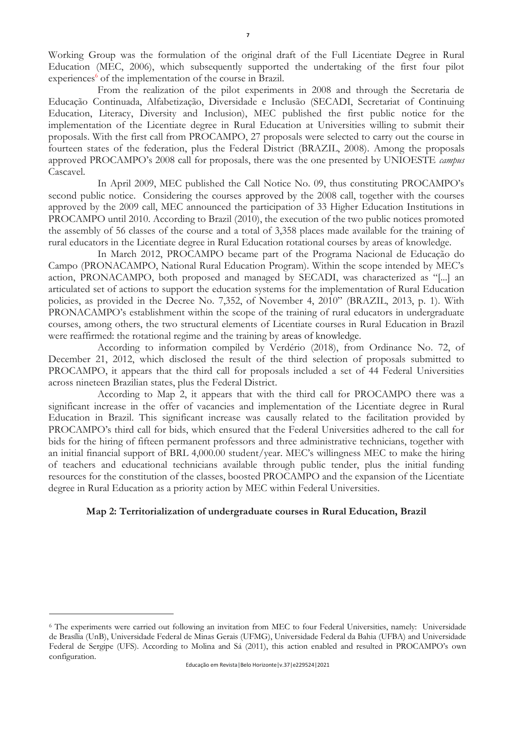Working Group was the formulation of the original draft of the Full Licentiate Degree in Rural Education (MEC, 2006), which subsequently supported the undertaking of the first four pilot experiences[6] of the implementation of the course in Brazil.

From the realization of the pilot experiments in 2008 and through the Secretaria de Educação Continuada, Alfabetização, Diversidade e Inclusão (SECADI, Secretariat of Continuing Education, Literacy, Diversity and Inclusion), MEC published the first public notice for the implementation of the Licentiate degree in Rural Education at Universities willing to submit their proposals. With the first call from PROCAMPO, 27 proposals were selected to carry out the course in fourteen states of the federation, plus the Federal District (BRAZIL, 2008). Among the proposals approved PROCAMPO's 2008 call for proposals, there was the one presented by UNIOESTE *campus* Cascavel.

In April 2009, MEC published the Call Notice No. 09, thus constituting PROCAMPO's second public notice. Considering the courses approved by the 2008 call, together with the courses approved by the 2009 call, MEC announced the participation of 33 Higher Education Institutions in PROCAMPO until 2010. According to Brazil (2010), the execution of the two public notices promoted the assembly of 56 classes of the course and a total of 3,358 places made available for the training of rural educators in the Licentiate degree in Rural Education rotational courses by areas of knowledge.

In March 2012, PROCAMPO became part of the Programa Nacional de Educação do Campo (PRONACAMPO, National Rural Education Program). Within the scope intended by MEC's action, PRONACAMPO, both proposed and managed by SECADI, was characterized as "[...] an articulated set of actions to support the education systems for the implementation of Rural Education policies, as provided in the Decree No. 7,352, of November 4, 2010" (BRAZIL, 2013, p. 1). With PRONACAMPO's establishment within the scope of the training of rural educators in undergraduate courses, among others, the two structural elements of Licentiate courses in Rural Education in Brazil were reaffirmed: the rotational regime and the training by areas of knowledge.

According to information compiled by Verdério (2018), from Ordinance No. 72, of December 21, 2012, which disclosed the result of the third selection of proposals submitted to PROCAMPO, it appears that the third call for proposals included a set of 44 Federal Universities across nineteen Brazilian states, plus the Federal District.

According to Map 2, it appears that with the third call for PROCAMPO there was a significant increase in the offer of vacancies and implementation of the Licentiate degree in Rural Education in Brazil. This significant increase was causally related to the facilitation provided by PROCAMPO's third call for bids, which ensured that the Federal Universities adhered to the call for bids for the hiring of fifteen permanent professors and three administrative technicians, together with an initial financial support of BRL 4,000.00 student/year. MEC's willingness MEC to make the hiring of teachers and educational technicians available through public tender, plus the initial funding resources for the constitution of the classes, boosted PROCAMPO and the expansion of the Licentiate degree in Rural Education as a priority action by MEC within Federal Universities.

**Map 2: Territorialization of undergraduate courses in Rural Education, Brazil**

[6] The experiments were carried out following an invitation from MEC to four Federal Universities, namely: Universidade de Brasília (UnB), Universidade Federal de Minas Gerais (UFMG), Universidade Federal da Bahia (UFBA) and Universidade Federal de Sergipe (UFS). According to Molina and Sá (2011), this action enabled and resulted in PROCAMPO's own configuration.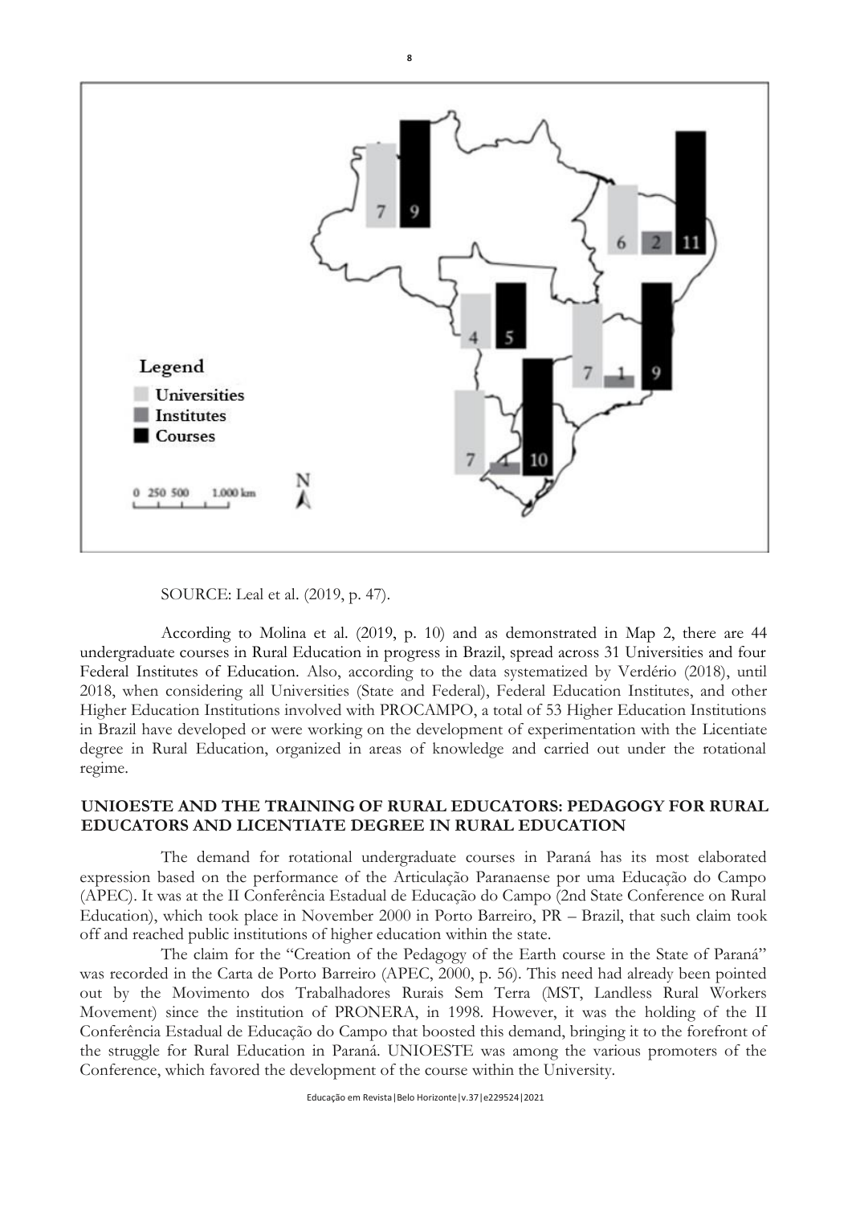SOURCE: Leal et al. (2019, p. 47).

According to Molina et al. (2019, p. 10) and as demonstrated in Map 2, there are 44 undergraduate courses in Rural Education in progress in Brazil, spread across 31 Universities and four Federal Institutes of Education. Also, according to the data systematized by Verdério (2018), until 2018, when considering all Universities (State and Federal), Federal Education Institutes, and other Higher Education Institutions involved with PROCAMPO, a total of 53 Higher Education Institutions in Brazil have developed or were working on the development of experimentation with the Licentiate degree in Rural Education, organized in areas of knowledge and carried out under the rotational regime.

## UNIOESTE AND THE TRAINING OF RURAL EDUCATORS: PEDAGOGY FOR RURAL EDUCATORS AND LICENTIATE DEGREE IN RURAL EDUCATION

The demand for rotational undergraduate courses in Paraná has its most elaborated expression based on the performance of the Articulação Paranaense por uma Educação do Campo (APEC). It was at the II Conferência Estadual de Educação do Campo (2nd State Conference on Rural Education), which took place in November 2000 in Porto Barreiro, PR – Brazil, that such claim took off and reached public institutions of higher education within the state.

The claim for the "Creation of the Pedagogy of the Earth course in the State of Paraná" was recorded in the Carta de Porto Barreiro (APEC, 2000, p. 56). This need had already been pointed out by the Movimento dos Trabalhadores Rurais Sem Terra (MST, Landless Rural Workers Movement) since the institution of PRONERA, in 1998. However, it was the holding of the II Conferência Estadual de Educação do Campo that boosted this demand, bringing it to the forefront of the struggle for Rural Education in Paraná. UNIOESTE was among the various promoters of the Conference, which favored the development of the course within the University.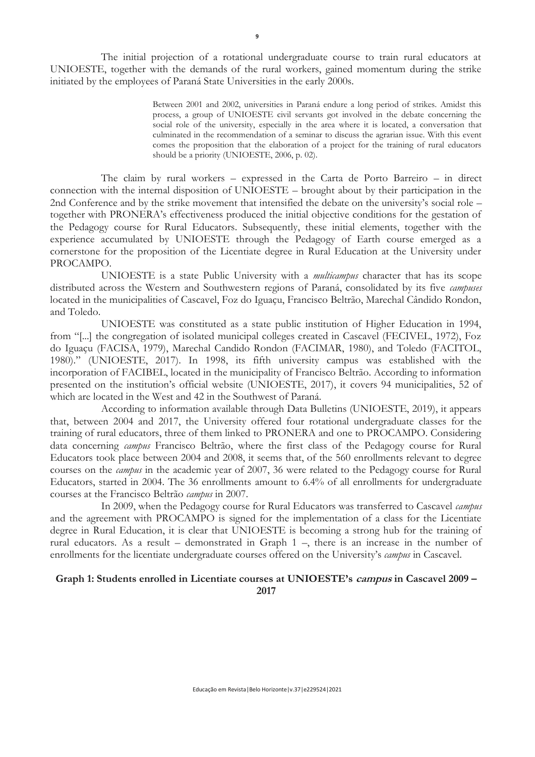The initial projection of a rotational undergraduate course to train rural educators at UNIOESTE, together with the demands of the rural workers, gained momentum during the strike initiated by the employees of Paraná State Universities in the early 2000s.

> Between 2001 and 2002, universities in Paraná endure a long period of strikes. Amidst this process, a group of UNIOESTE civil servants got involved in the debate concerning the social role of the university, especially in the area where it is located, a conversation that culminated in the recommendation of a seminar to discuss the agrarian issue. With this event comes the proposition that the elaboration of a project for the training of rural educators should be a priority (UNIOESTE, 2006, p. 02).

The claim by rural workers – expressed in the Carta de Porto Barreiro – in direct connection with the internal disposition of UNIOESTE – brought about by their participation in the 2nd Conference and by the strike movement that intensified the debate on the university's social role – together with PRONERA's effectiveness produced the initial objective conditions for the gestation of the Pedagogy course for Rural Educators. Subsequently, these initial elements, together with the experience accumulated by UNIOESTE through the Pedagogy of Earth course emerged as a cornerstone for the proposition of the Licentiate degree in Rural Education at the University under PROCAMPO.

UNIOESTE is a state Public University with a *multicampus* character that has its scope distributed across the Western and Southwestern regions of Paraná, consolidated by its five *campuses* located in the municipalities of Cascavel, Foz do Iguaçu, Francisco Beltrão, Marechal Cândido Rondon, and Toledo.

UNIOESTE was constituted as a state public institution of Higher Education in 1994, from "[...] the congregation of isolated municipal colleges created in Cascavel (FECIVEL, 1972), Foz do Iguaçu (FACISA, 1979), Marechal Candido Rondon (FACIMAR, 1980), and Toledo (FACITOL, 1980)." (UNIOESTE, 2017). In 1998, its fifth university campus was established with the incorporation of FACIBEL, located in the municipality of Francisco Beltrão. According to information presented on the institution's official website (UNIOESTE, 2017), it covers 94 municipalities, 52 of which are located in the West and 42 in the Southwest of Paraná.

According to information available through Data Bulletins (UNIOESTE, 2019), it appears that, between 2004 and 2017, the University offered four rotational undergraduate classes for the training of rural educators, three of them linked to PRONERA and one to PROCAMPO. Considering data concerning *campus* Francisco Beltrão, where the first class of the Pedagogy course for Rural Educators took place between 2004 and 2008, it seems that, of the 560 enrollments relevant to degree courses on the *campus* in the academic year of 2007, 36 were related to the Pedagogy course for Rural Educators, started in 2004. The 36 enrollments amount to 6.4% of all enrollments for undergraduate courses at the Francisco Beltrão *campus* in 2007.

In 2009, when the Pedagogy course for Rural Educators was transferred to Cascavel *campus* and the agreement with PROCAMPO is signed for the implementation of a class for the Licentiate degree in Rural Education, it is clear that UNIOESTE is becoming a strong hub for the training of rural educators. As a result – demonstrated in Graph 1 –, there is an increase in the number of enrollments for the licentiate undergraduate courses offered on the University's *campus* in Cascavel.

**Graph 1: Students enrolled in Licentiate courses at UNIOESTE's *campus* in Cascavel 2009 – 2017**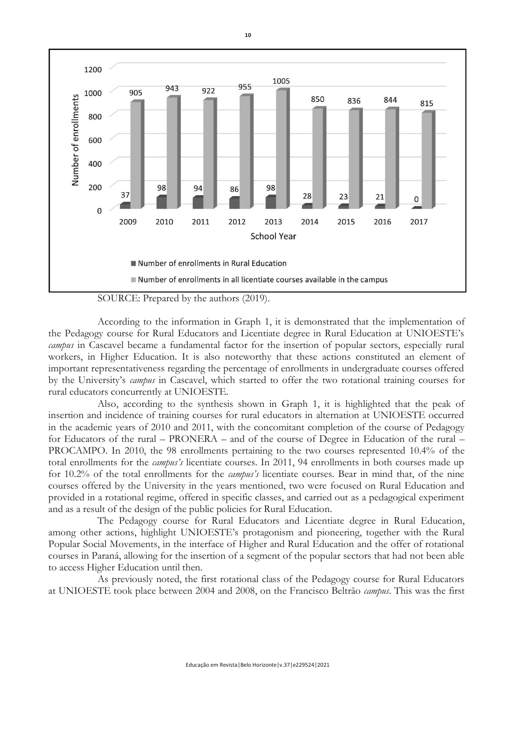| School Year | Number of enrollments in Rural Education | Number of enrollments in all licentiate courses available in the campus |
|---|---|---|
| 2009 | 37 | 905 |
| 2010 | 98 | 943 |
| 2011 | 94 | 922 |
| 2012 | 86 | 955 |
| 2013 | 98 | 1005 |
| 2014 | 28 | 850 |
| 2015 | 23 | 836 |
| 2016 | 21 | 844 |
| 2017 | 0 | 815 |

SOURCE: Prepared by the authors (2019).

According to the information in Graph 1, it is demonstrated that the implementation of the Pedagogy course for Rural Educators and Licentiate degree in Rural Education at UNIOESTE's *campus* in Cascavel became a fundamental factor for the insertion of popular sectors, especially rural workers, in Higher Education. It is also noteworthy that these actions constituted an element of important representativeness regarding the percentage of enrollments in undergraduate courses offered by the University's *campus* in Cascavel, which started to offer the two rotational training courses for rural educators concurrently at UNIOESTE.

Also, according to the synthesis shown in Graph 1, it is highlighted that the peak of insertion and incidence of training courses for rural educators in alternation at UNIOESTE occurred in the academic years of 2010 and 2011, with the concomitant completion of the course of Pedagogy for Educators of the rural – PRONERA – and of the course of Degree in Education of the rural – PROCAMPO. In 2010, the 98 enrollments pertaining to the two courses represented 10.4% of the total enrollments for the *campus's* licentiate courses. In 2011, 94 enrollments in both courses made up for 10.2% of the total enrollments for the *campus's* licentiate courses. Bear in mind that, of the nine courses offered by the University in the years mentioned, two were focused on Rural Education and provided in a rotational regime, offered in specific classes, and carried out as a pedagogical experiment and as a result of the design of the public policies for Rural Education.

The Pedagogy course for Rural Educators and Licentiate degree in Rural Education, among other actions, highlight UNIOESTE's protagonism and pioneering, together with the Rural Popular Social Movements, in the interface of Higher and Rural Education and the offer of rotational courses in Paraná, allowing for the insertion of a segment of the popular sectors that had not been able to access Higher Education until then.

As previously noted, the first rotational class of the Pedagogy course for Rural Educators at UNIOESTE took place between 2004 and 2008, on the Francisco Beltrão *campus*. This was the first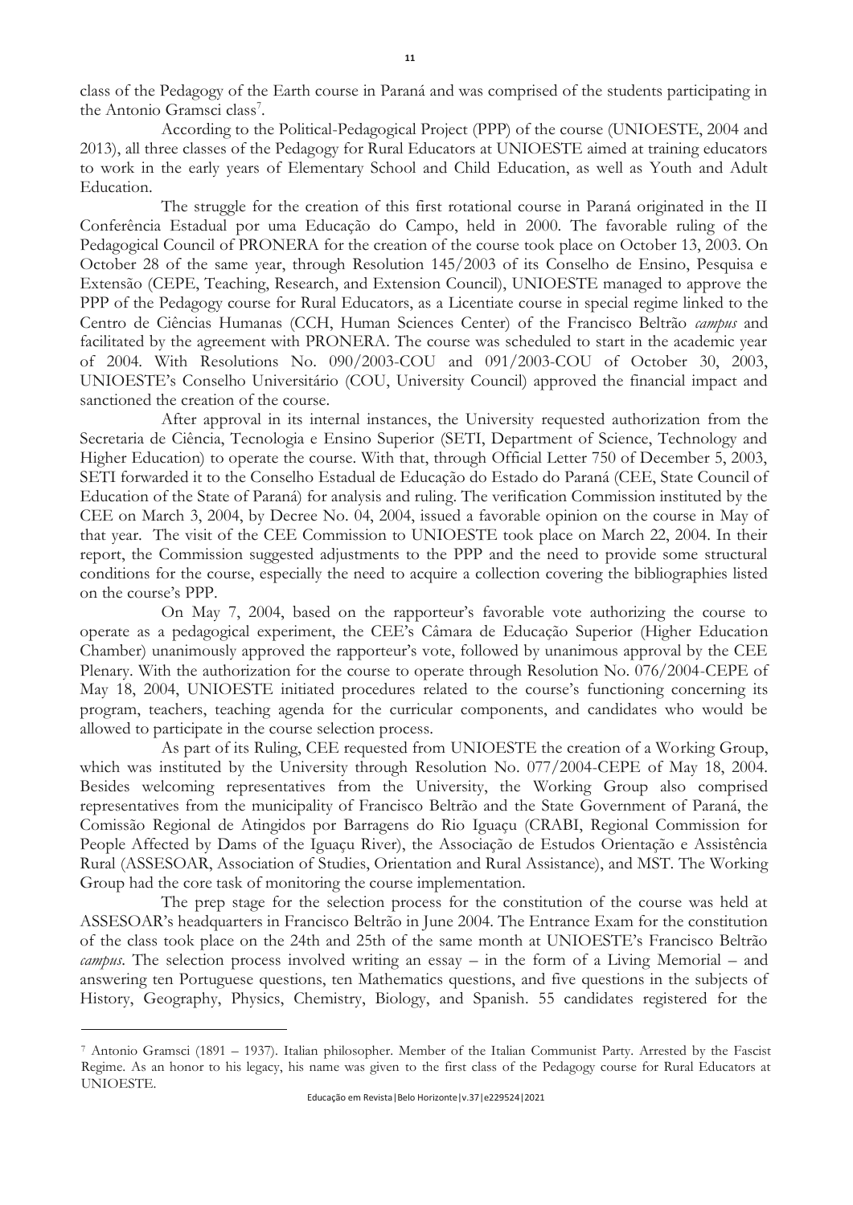class of the Pedagogy of the Earth course in Paraná and was comprised of the students participating in the Antonio Gramsci class[7].

According to the Political-Pedagogical Project (PPP) of the course (UNIOESTE, 2004 and 2013), all three classes of the Pedagogy for Rural Educators at UNIOESTE aimed at training educators to work in the early years of Elementary School and Child Education, as well as Youth and Adult Education.

The struggle for the creation of this first rotational course in Paraná originated in the II Conferência Estadual por uma Educação do Campo, held in 2000. The favorable ruling of the Pedagogical Council of PRONERA for the creation of the course took place on October 13, 2003. On October 28 of the same year, through Resolution 145/2003 of its Conselho de Ensino, Pesquisa e Extensão (CEPE, Teaching, Research, and Extension Council), UNIOESTE managed to approve the PPP of the Pedagogy course for Rural Educators, as a Licentiate course in special regime linked to the Centro de Ciências Humanas (CCH, Human Sciences Center) of the Francisco Beltrão *campus* and facilitated by the agreement with PRONERA. The course was scheduled to start in the academic year of 2004. With Resolutions No. 090/2003-COU and 091/2003-COU of October 30, 2003, UNIOESTE's Conselho Universitário (COU, University Council) approved the financial impact and sanctioned the creation of the course.

After approval in its internal instances, the University requested authorization from the Secretaria de Ciência, Tecnologia e Ensino Superior (SETI, Department of Science, Technology and Higher Education) to operate the course. With that, through Official Letter 750 of December 5, 2003, SETI forwarded it to the Conselho Estadual de Educação do Estado do Paraná (CEE, State Council of Education of the State of Paraná) for analysis and ruling. The verification Commission instituted by the CEE on March 3, 2004, by Decree No. 04, 2004, issued a favorable opinion on the course in May of that year. The visit of the CEE Commission to UNIOESTE took place on March 22, 2004. In their report, the Commission suggested adjustments to the PPP and the need to provide some structural conditions for the course, especially the need to acquire a collection covering the bibliographies listed on the course's PPP.

On May 7, 2004, based on the rapporteur's favorable vote authorizing the course to operate as a pedagogical experiment, the CEE's Câmara de Educação Superior (Higher Education Chamber) unanimously approved the rapporteur's vote, followed by unanimous approval by the CEE Plenary. With the authorization for the course to operate through Resolution No. 076/2004-CEPE of May 18, 2004, UNIOESTE initiated procedures related to the course's functioning concerning its program, teachers, teaching agenda for the curricular components, and candidates who would be allowed to participate in the course selection process.

As part of its Ruling, CEE requested from UNIOESTE the creation of a Working Group, which was instituted by the University through Resolution No. 077/2004-CEPE of May 18, 2004. Besides welcoming representatives from the University, the Working Group also comprised representatives from the municipality of Francisco Beltrão and the State Government of Paraná, the Comissão Regional de Atingidos por Barragens do Rio Iguaçu (CRABI, Regional Commission for People Affected by Dams of the Iguaçu River), the Associação de Estudos Orientação e Assistência Rural (ASSESOAR, Association of Studies, Orientation and Rural Assistance), and MST. The Working Group had the core task of monitoring the course implementation.

The prep stage for the selection process for the constitution of the course was held at ASSESOAR's headquarters in Francisco Beltrão in June 2004. The Entrance Exam for the constitution of the class took place on the 24th and 25th of the same month at UNIOESTE's Francisco Beltrão *campus*. The selection process involved writing an essay – in the form of a Living Memorial – and answering ten Portuguese questions, ten Mathematics questions, and five questions in the subjects of History, Geography, Physics, Chemistry, Biology, and Spanish. 55 candidates registered for the

[7] Antonio Gramsci (1891 – 1937). Italian philosopher. Member of the Italian Communist Party. Arrested by the Fascist Regime. As an honor to his legacy, his name was given to the first class of the Pedagogy course for Rural Educators at UNIOESTE.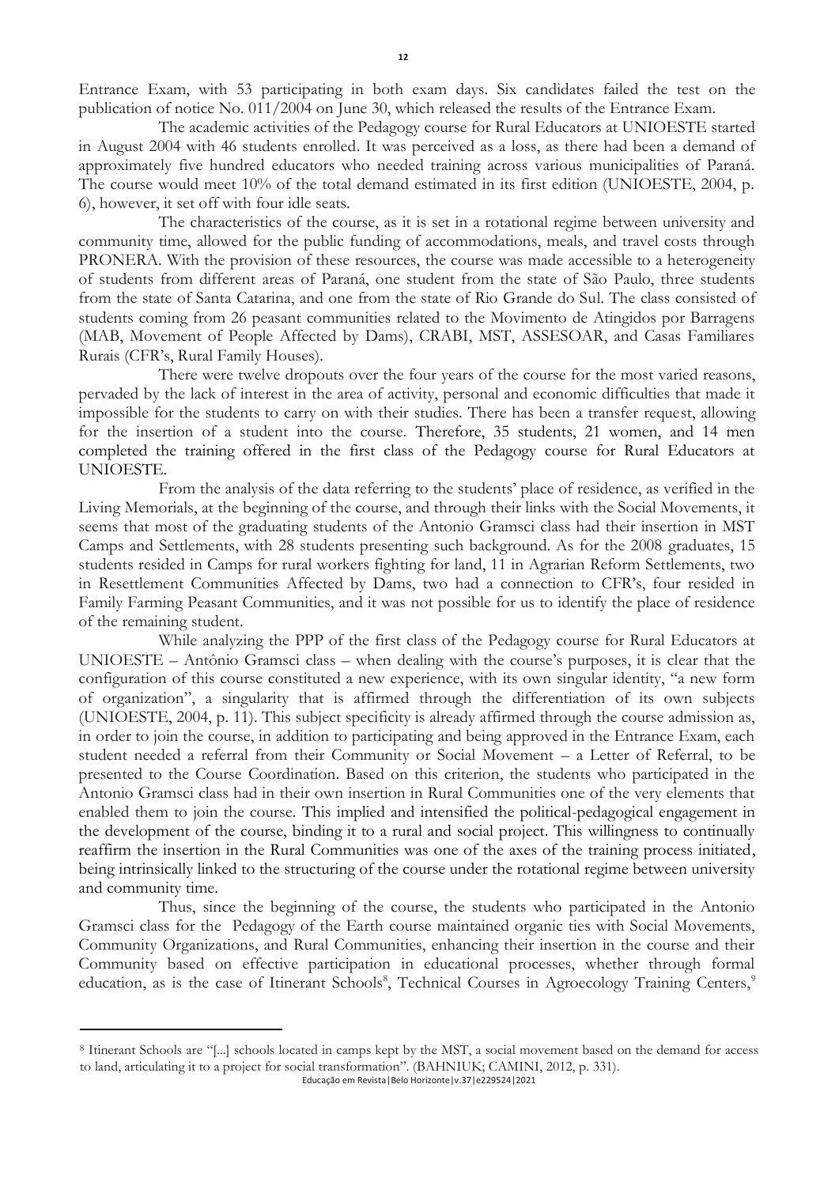Entrance Exam, with 53 participating in both exam days. Six candidates failed the test on the publication of notice No. 011/2004 on June 30, which released the results of the Entrance Exam.

The academic activities of the Pedagogy course for Rural Educators at UNIOESTE started in August 2004 with 46 students enrolled. It was perceived as a loss, as there had been a demand of approximately five hundred educators who needed training across various municipalities of Paraná. The course would meet 10% of the total demand estimated in its first edition (UNIOESTE, 2004, p. 6), however, it set off with four idle seats.

The characteristics of the course, as it is set in a rotational regime between university and community time, allowed for the public funding of accommodations, meals, and travel costs through PRONERA. With the provision of these resources, the course was made accessible to a heterogeneity of students from different areas of Paraná, one student from the state of São Paulo, three students from the state of Santa Catarina, and one from the state of Rio Grande do Sul. The class consisted of students coming from 26 peasant communities related to the Movimento de Atingidos por Barragens (MAB, Movement of People Affected by Dams), CRABI, MST, ASSESOAR, and Casas Familiares Rurais (CFR's, Rural Family Houses).

There were twelve dropouts over the four years of the course for the most varied reasons, pervaded by the lack of interest in the area of activity, personal and economic difficulties that made it impossible for the students to carry on with their studies. There has been a transfer request, allowing for the insertion of a student into the course. Therefore, 35 students, 21 women, and 14 men completed the training offered in the first class of the Pedagogy course for Rural Educators at UNIOESTE.

From the analysis of the data referring to the students' place of residence, as verified in the Living Memorials, at the beginning of the course, and through their links with the Social Movements, it seems that most of the graduating students of the Antonio Gramsci class had their insertion in MST Camps and Settlements, with 28 students presenting such background. As for the 2008 graduates, 15 students resided in Camps for rural workers fighting for land, 11 in Agrarian Reform Settlements, two in Resettlement Communities Affected by Dams, two had a connection to CFR's, four resided in Family Farming Peasant Communities, and it was not possible for us to identify the place of residence of the remaining student.

While analyzing the PPP of the first class of the Pedagogy course for Rural Educators at UNIOESTE – Antônio Gramsci class – when dealing with the course's purposes, it is clear that the configuration of this course constituted a new experience, with its own singular identity, "a new form of organization", a singularity that is affirmed through the differentiation of its own subjects (UNIOESTE, 2004, p. 11). This subject specificity is already affirmed through the course admission as, in order to join the course, in addition to participating and being approved in the Entrance Exam, each student needed a referral from their Community or Social Movement – a Letter of Referral, to be presented to the Course Coordination. Based on this criterion, the students who participated in the Antonio Gramsci class had in their own insertion in Rural Communities one of the very elements that enabled them to join the course. This implied and intensified the political-pedagogical engagement in the development of the course, binding it to a rural and social project. This willingness to continually reaffirm the insertion in the Rural Communities was one of the axes of the training process initiated, being intrinsically linked to the structuring of the course under the rotational regime between university and community time.

Thus, since the beginning of the course, the students who participated in the Antonio Gramsci class for the Pedagogy of the Earth course maintained organic ties with Social Movements, Community Organizations, and Rural Communities, enhancing their insertion in the course and their Community based on effective participation in educational processes, whether through formal education, as is the case of Itinerant Schools[8], Technical Courses in Agroecology Training Centers,[9]

[8] Itinerant Schools are "[...] schools located in camps kept by the MST, a social movement based on the demand for access to land, articulating it to a project for social transformation". (BAHNIUK; CAMINI, 2012, p. 331).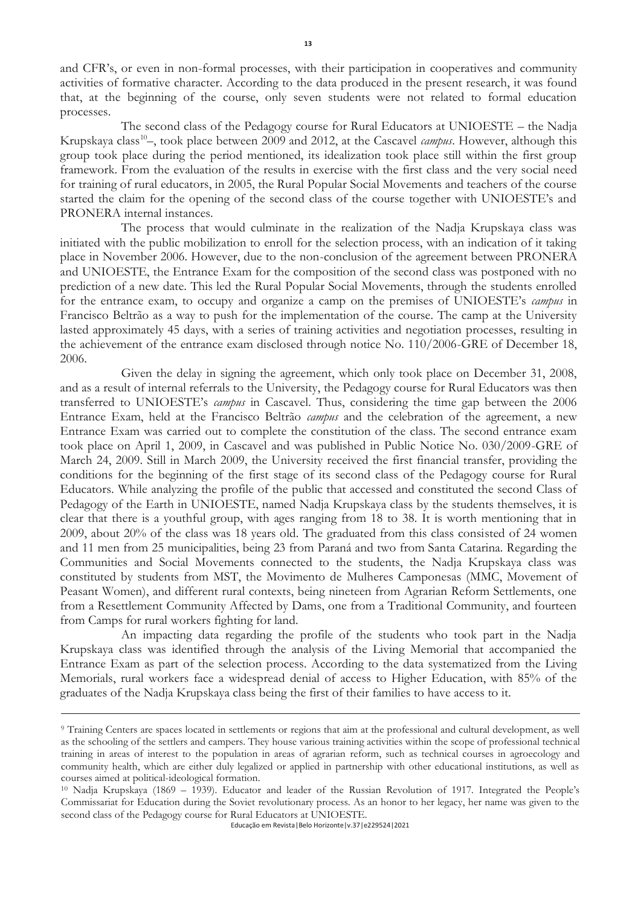and CFR's, or even in non-formal processes, with their participation in cooperatives and community activities of formative character. According to the data produced in the present research, it was found that, at the beginning of the course, only seven students were not related to formal education processes.

The second class of the Pedagogy course for Rural Educators at UNIOESTE – the Nadja Krupskaya class[10]–, took place between 2009 and 2012, at the Cascavel *campus*. However, although this group took place during the period mentioned, its idealization took place still within the first group framework. From the evaluation of the results in exercise with the first class and the very social need for training of rural educators, in 2005, the Rural Popular Social Movements and teachers of the course started the claim for the opening of the second class of the course together with UNIOESTE's and PRONERA internal instances.

The process that would culminate in the realization of the Nadja Krupskaya class was initiated with the public mobilization to enroll for the selection process, with an indication of it taking place in November 2006. However, due to the non-conclusion of the agreement between PRONERA and UNIOESTE, the Entrance Exam for the composition of the second class was postponed with no prediction of a new date. This led the Rural Popular Social Movements, through the students enrolled for the entrance exam, to occupy and organize a camp on the premises of UNIOESTE's *campus* in Francisco Beltrão as a way to push for the implementation of the course. The camp at the University lasted approximately 45 days, with a series of training activities and negotiation processes, resulting in the achievement of the entrance exam disclosed through notice No. 110/2006-GRE of December 18, 2006.

Given the delay in signing the agreement, which only took place on December 31, 2008, and as a result of internal referrals to the University, the Pedagogy course for Rural Educators was then transferred to UNIOESTE's *campus* in Cascavel. Thus, considering the time gap between the 2006 Entrance Exam, held at the Francisco Beltrão *campus* and the celebration of the agreement, a new Entrance Exam was carried out to complete the constitution of the class. The second entrance exam took place on April 1, 2009, in Cascavel and was published in Public Notice No. 030/2009-GRE of March 24, 2009. Still in March 2009, the University received the first financial transfer, providing the conditions for the beginning of the first stage of its second class of the Pedagogy course for Rural Educators. While analyzing the profile of the public that accessed and constituted the second Class of Pedagogy of the Earth in UNIOESTE, named Nadja Krupskaya class by the students themselves, it is clear that there is a youthful group, with ages ranging from 18 to 38. It is worth mentioning that in 2009, about 20% of the class was 18 years old. The graduated from this class consisted of 24 women and 11 men from 25 municipalities, being 23 from Paraná and two from Santa Catarina. Regarding the Communities and Social Movements connected to the students, the Nadja Krupskaya class was constituted by students from MST, the Movimento de Mulheres Camponesas (MMC, Movement of Peasant Women), and different rural contexts, being nineteen from Agrarian Reform Settlements, one from a Resettlement Community Affected by Dams, one from a Traditional Community, and fourteen from Camps for rural workers fighting for land.

An impacting data regarding the profile of the students who took part in the Nadja Krupskaya class was identified through the analysis of the Living Memorial that accompanied the Entrance Exam as part of the selection process. According to the data systematized from the Living Memorials, rural workers face a widespread denial of access to Higher Education, with 85% of the graduates of the Nadja Krupskaya class being the first of their families to have access to it.

---

[9] Training Centers are spaces located in settlements or regions that aim at the professional and cultural development, as well as the schooling of the settlers and campers. They house various training activities within the scope of professional technical training in areas of interest to the population in areas of agrarian reform, such as technical courses in agroecology and community health, which are either duly legalized or applied in partnership with other educational institutions, as well as courses aimed at political-ideological formation.

[10] Nadja Krupskaya (1869 – 1939). Educator and leader of the Russian Revolution of 1917. Integrated the People's Commissariat for Education during the Soviet revolutionary process. As an honor to her legacy, her name was given to the second class of the Pedagogy course for Rural Educators at UNIOESTE.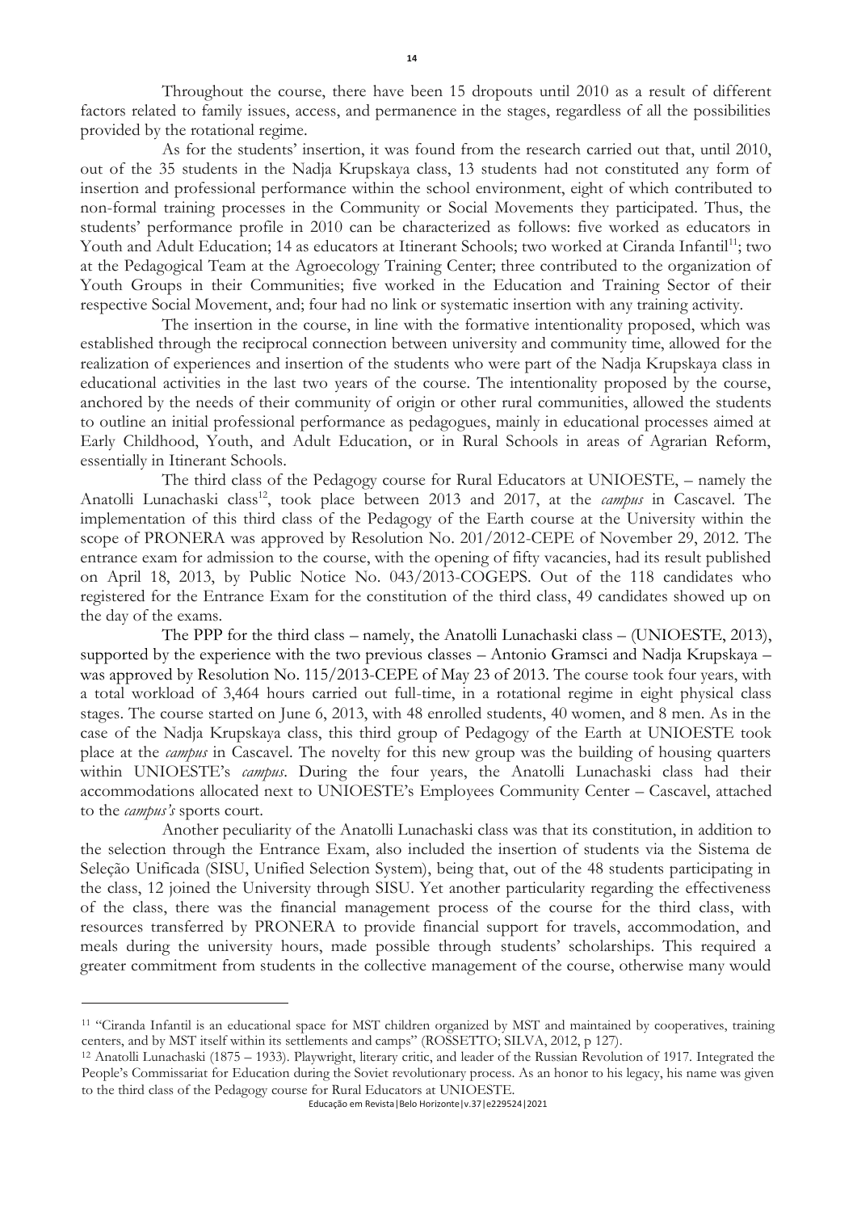Throughout the course, there have been 15 dropouts until 2010 as a result of different factors related to family issues, access, and permanence in the stages, regardless of all the possibilities provided by the rotational regime.

As for the students' insertion, it was found from the research carried out that, until 2010, out of the 35 students in the Nadja Krupskaya class, 13 students had not constituted any form of insertion and professional performance within the school environment, eight of which contributed to non-formal training processes in the Community or Social Movements they participated. Thus, the students' performance profile in 2010 can be characterized as follows: five worked as educators in Youth and Adult Education; 14 as educators at Itinerant Schools; two worked at Ciranda Infantil[11]; two at the Pedagogical Team at the Agroecology Training Center; three contributed to the organization of Youth Groups in their Communities; five worked in the Education and Training Sector of their respective Social Movement, and; four had no link or systematic insertion with any training activity.

The insertion in the course, in line with the formative intentionality proposed, which was established through the reciprocal connection between university and community time, allowed for the realization of experiences and insertion of the students who were part of the Nadja Krupskaya class in educational activities in the last two years of the course. The intentionality proposed by the course, anchored by the needs of their community of origin or other rural communities, allowed the students to outline an initial professional performance as pedagogues, mainly in educational processes aimed at Early Childhood, Youth, and Adult Education, or in Rural Schools in areas of Agrarian Reform, essentially in Itinerant Schools.

The third class of the Pedagogy course for Rural Educators at UNIOESTE, – namely the Anatolli Lunachaski class[12], took place between 2013 and 2017, at the *campus* in Cascavel. The implementation of this third class of the Pedagogy of the Earth course at the University within the scope of PRONERA was approved by Resolution No. 201/2012-CEPE of November 29, 2012. The entrance exam for admission to the course, with the opening of fifty vacancies, had its result published on April 18, 2013, by Public Notice No. 043/2013-COGEPS. Out of the 118 candidates who registered for the Entrance Exam for the constitution of the third class, 49 candidates showed up on the day of the exams.

The PPP for the third class – namely, the Anatolli Lunachaski class – (UNIOESTE, 2013), supported by the experience with the two previous classes – Antonio Gramsci and Nadja Krupskaya – was approved by Resolution No. 115/2013-CEPE of May 23 of 2013. The course took four years, with a total workload of 3,464 hours carried out full-time, in a rotational regime in eight physical class stages. The course started on June 6, 2013, with 48 enrolled students, 40 women, and 8 men. As in the case of the Nadja Krupskaya class, this third group of Pedagogy of the Earth at UNIOESTE took place at the *campus* in Cascavel. The novelty for this new group was the building of housing quarters within UNIOESTE's *campus*. During the four years, the Anatolli Lunachaski class had their accommodations allocated next to UNIOESTE's Employees Community Center – Cascavel, attached to the *campus's* sports court.

Another peculiarity of the Anatolli Lunachaski class was that its constitution, in addition to the selection through the Entrance Exam, also included the insertion of students via the Sistema de Seleção Unificada (SISU, Unified Selection System), being that, out of the 48 students participating in the class, 12 joined the University through SISU. Yet another particularity regarding the effectiveness of the class, there was the financial management process of the course for the third class, with resources transferred by PRONERA to provide financial support for travels, accommodation, and meals during the university hours, made possible through students' scholarships. This required a greater commitment from students in the collective management of the course, otherwise many would

---

[11] "Ciranda Infantil is an educational space for MST children organized by MST and maintained by cooperatives, training centers, and by MST itself within its settlements and camps" (ROSSETTO; SILVA, 2012, p 127).

[12] Anatolli Lunachaski (1875 – 1933). Playwright, literary critic, and leader of the Russian Revolution of 1917. Integrated the People's Commissariat for Education during the Soviet revolutionary process. As an honor to his legacy, his name was given to the third class of the Pedagogy course for Rural Educators at UNIOESTE.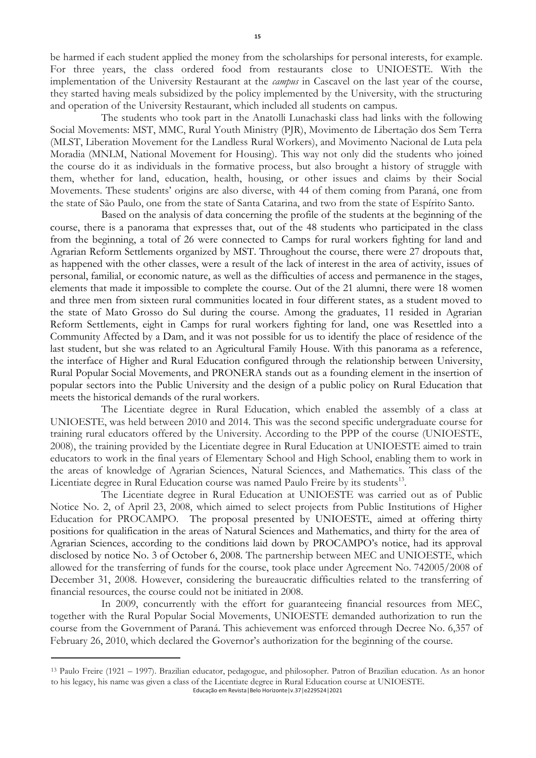be harmed if each student applied the money from the scholarships for personal interests, for example. For three years, the class ordered food from restaurants close to UNIOESTE. With the implementation of the University Restaurant at the *campus* in Cascavel on the last year of the course, they started having meals subsidized by the policy implemented by the University, with the structuring and operation of the University Restaurant, which included all students on campus.

The students who took part in the Anatolli Lunachaski class had links with the following Social Movements: MST, MMC, Rural Youth Ministry (PJR), Movimento de Libertação dos Sem Terra (MLST, Liberation Movement for the Landless Rural Workers), and Movimento Nacional de Luta pela Moradia (MNLM, National Movement for Housing). This way not only did the students who joined the course do it as individuals in the formative process, but also brought a history of struggle with them, whether for land, education, health, housing, or other issues and claims by their Social Movements. These students' origins are also diverse, with 44 of them coming from Paraná, one from the state of São Paulo, one from the state of Santa Catarina, and two from the state of Espírito Santo.

Based on the analysis of data concerning the profile of the students at the beginning of the course, there is a panorama that expresses that, out of the 48 students who participated in the class from the beginning, a total of 26 were connected to Camps for rural workers fighting for land and Agrarian Reform Settlements organized by MST. Throughout the course, there were 27 dropouts that, as happened with the other classes, were a result of the lack of interest in the area of activity, issues of personal, familial, or economic nature, as well as the difficulties of access and permanence in the stages, elements that made it impossible to complete the course. Out of the 21 alumni, there were 18 women and three men from sixteen rural communities located in four different states, as a student moved to the state of Mato Grosso do Sul during the course. Among the graduates, 11 resided in Agrarian Reform Settlements, eight in Camps for rural workers fighting for land, one was Resettled into a Community Affected by a Dam, and it was not possible for us to identify the place of residence of the last student, but she was related to an Agricultural Family House. With this panorama as a reference, the interface of Higher and Rural Education configured through the relationship between University, Rural Popular Social Movements, and PRONERA stands out as a founding element in the insertion of popular sectors into the Public University and the design of a public policy on Rural Education that meets the historical demands of the rural workers.

The Licentiate degree in Rural Education, which enabled the assembly of a class at UNIOESTE, was held between 2010 and 2014. This was the second specific undergraduate course for training rural educators offered by the University. According to the PPP of the course (UNIOESTE, 2008), the training provided by the Licentiate degree in Rural Education at UNIOESTE aimed to train educators to work in the final years of Elementary School and High School, enabling them to work in the areas of knowledge of Agrarian Sciences, Natural Sciences, and Mathematics. This class of the Licentiate degree in Rural Education course was named Paulo Freire by its students[13].

The Licentiate degree in Rural Education at UNIOESTE was carried out as of Public Notice No. 2, of April 23, 2008, which aimed to select projects from Public Institutions of Higher Education for PROCAMPO. The proposal presented by UNIOESTE, aimed at offering thirty positions for qualification in the areas of Natural Sciences and Mathematics, and thirty for the area of Agrarian Sciences, according to the conditions laid down by PROCAMPO's notice, had its approval disclosed by notice No. 3 of October 6, 2008. The partnership between MEC and UNIOESTE, which allowed for the transferring of funds for the course, took place under Agreement No. 742005/2008 of December 31, 2008. However, considering the bureaucratic difficulties related to the transferring of financial resources, the course could not be initiated in 2008.

In 2009, concurrently with the effort for guaranteeing financial resources from MEC, together with the Rural Popular Social Movements, UNIOESTE demanded authorization to run the course from the Government of Paraná. This achievement was enforced through Decree No. 6,357 of February 26, 2010, which declared the Governor's authorization for the beginning of the course.

[13] Paulo Freire (1921 – 1997). Brazilian educator, pedagogue, and philosopher. Patron of Brazilian education. As an honor to his legacy, his name was given a class of the Licentiate degree in Rural Education course at UNIOESTE.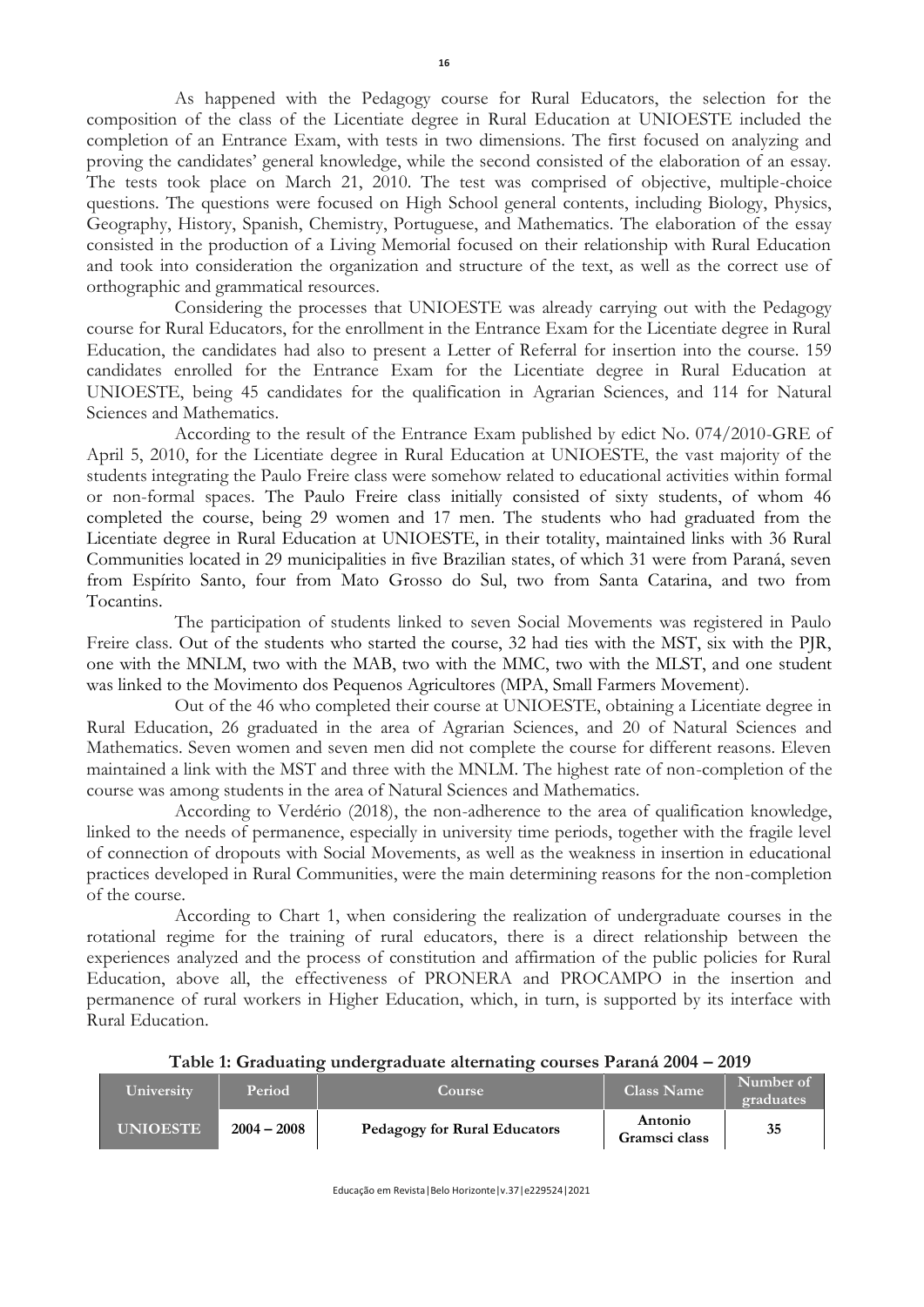As happened with the Pedagogy course for Rural Educators, the selection for the composition of the class of the Licentiate degree in Rural Education at UNIOESTE included the completion of an Entrance Exam, with tests in two dimensions. The first focused on analyzing and proving the candidates' general knowledge, while the second consisted of the elaboration of an essay. The tests took place on March 21, 2010. The test was comprised of objective, multiple-choice questions. The questions were focused on High School general contents, including Biology, Physics, Geography, History, Spanish, Chemistry, Portuguese, and Mathematics. The elaboration of the essay consisted in the production of a Living Memorial focused on their relationship with Rural Education and took into consideration the organization and structure of the text, as well as the correct use of orthographic and grammatical resources.

Considering the processes that UNIOESTE was already carrying out with the Pedagogy course for Rural Educators, for the enrollment in the Entrance Exam for the Licentiate degree in Rural Education, the candidates had also to present a Letter of Referral for insertion into the course. 159 candidates enrolled for the Entrance Exam for the Licentiate degree in Rural Education at UNIOESTE, being 45 candidates for the qualification in Agrarian Sciences, and 114 for Natural Sciences and Mathematics.

According to the result of the Entrance Exam published by edict No. 074/2010-GRE of April 5, 2010, for the Licentiate degree in Rural Education at UNIOESTE, the vast majority of the students integrating the Paulo Freire class were somehow related to educational activities within formal or non-formal spaces. The Paulo Freire class initially consisted of sixty students, of whom 46 completed the course, being 29 women and 17 men. The students who had graduated from the Licentiate degree in Rural Education at UNIOESTE, in their totality, maintained links with 36 Rural Communities located in 29 municipalities in five Brazilian states, of which 31 were from Paraná, seven from Espírito Santo, four from Mato Grosso do Sul, two from Santa Catarina, and two from Tocantins.

The participation of students linked to seven Social Movements was registered in Paulo Freire class. Out of the students who started the course, 32 had ties with the MST, six with the PJR, one with the MNLM, two with the MAB, two with the MMC, two with the MLST, and one student was linked to the Movimento dos Pequenos Agricultores (MPA, Small Farmers Movement).

Out of the 46 who completed their course at UNIOESTE, obtaining a Licentiate degree in Rural Education, 26 graduated in the area of Agrarian Sciences, and 20 of Natural Sciences and Mathematics. Seven women and seven men did not complete the course for different reasons. Eleven maintained a link with the MST and three with the MNLM. The highest rate of non-completion of the course was among students in the area of Natural Sciences and Mathematics.

According to Verdério (2018), the non-adherence to the area of qualification knowledge, linked to the needs of permanence, especially in university time periods, together with the fragile level of connection of dropouts with Social Movements, as well as the weakness in insertion in educational practices developed in Rural Communities, were the main determining reasons for the non-completion of the course.

According to Chart 1, when considering the realization of undergraduate courses in the rotational regime for the training of rural educators, there is a direct relationship between the experiences analyzed and the process of constitution and affirmation of the public policies for Rural Education, above all, the effectiveness of PRONERA and PROCAMPO in the insertion and permanence of rural workers in Higher Education, which, in turn, is supported by its interface with Rural Education.

**Table 1: Graduating undergraduate alternating courses Paraná 2004 – 2019**

| University | Period | Course | Class Name | Number of graduates |
|---|---|---|---|---|
| **UNIOESTE** | **2004 – 2008** | **Pedagogy for Rural Educators** | **Antonio Gramsci class** | **35** |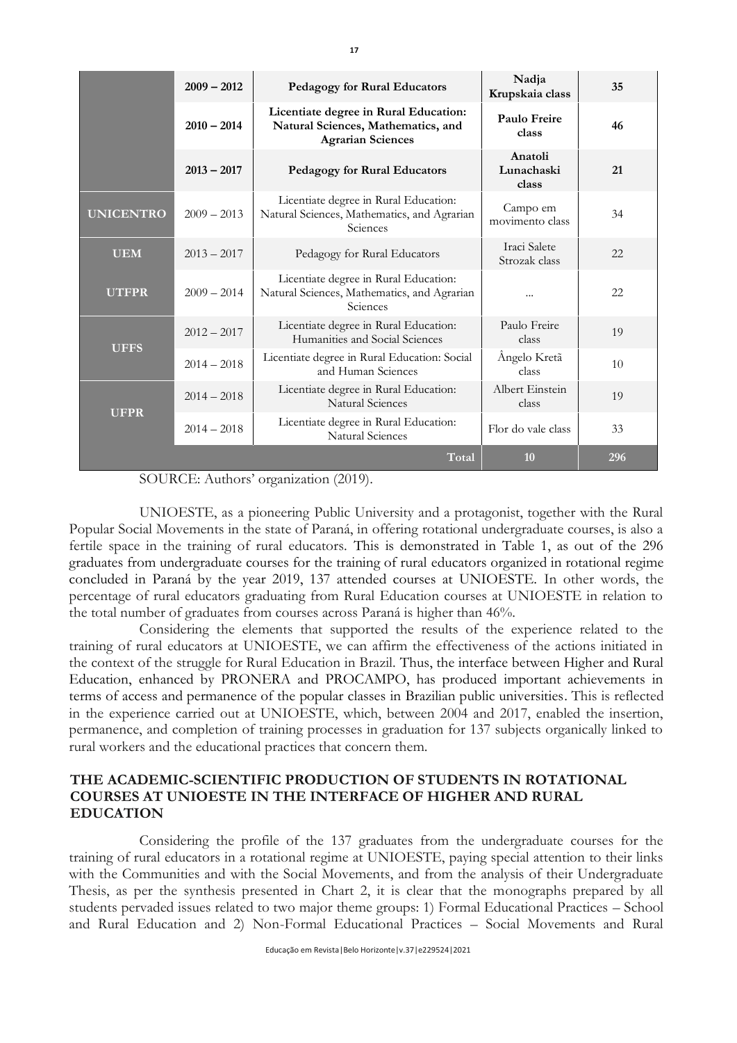| | | | | |
|---|---|---|---|---|
| | **2009 – 2012** | **Pedagogy for Rural Educators** | **Nadja Krupskaia class** | **35** |
| | **2010 – 2014** | **Licentiate degree in Rural Education: Natural Sciences, Mathematics, and Agrarian Sciences** | **Paulo Freire class** | **46** |
| | **2013 – 2017** | **Pedagogy for Rural Educators** | **Anatoli Lunachaski class** | **21** |
| **UNICENTRO** | 2009 – 2013 | Licentiate degree in Rural Education: Natural Sciences, Mathematics, and Agrarian Sciences | Campo em movimento class | 34 |
| **UEM** | 2013 – 2017 | Pedagogy for Rural Educators | Iraci Salete Strozak class | 22 |
| **UTFPR** | 2009 – 2014 | Licentiate degree in Rural Education: Natural Sciences, Mathematics, and Agrarian Sciences | ... | 22 |
| **UFFS** | 2012 – 2017 | Licentiate degree in Rural Education: Humanities and Social Sciences | Paulo Freire class | 19 |
| | 2014 – 2018 | Licentiate degree in Rural Education: Social and Human Sciences | Ângelo Kretã class | 10 |
| **UFPR** | 2014 – 2018 | Licentiate degree in Rural Education: Natural Sciences | Albert Einstein class | 19 |
| | 2014 – 2018 | Licentiate degree in Rural Education: Natural Sciences | Flor do vale class | 33 |
| | | **Total** | **10** | **296** |

SOURCE: Authors' organization (2019).

UNIOESTE, as a pioneering Public University and a protagonist, together with the Rural Popular Social Movements in the state of Paraná, in offering rotational undergraduate courses, is also a fertile space in the training of rural educators. This is demonstrated in Table 1, as out of the 296 graduates from undergraduate courses for the training of rural educators organized in rotational regime concluded in Paraná by the year 2019, 137 attended courses at UNIOESTE. In other words, the percentage of rural educators graduating from Rural Education courses at UNIOESTE in relation to the total number of graduates from courses across Paraná is higher than 46%.

Considering the elements that supported the results of the experience related to the training of rural educators at UNIOESTE, we can affirm the effectiveness of the actions initiated in the context of the struggle for Rural Education in Brazil. Thus, the interface between Higher and Rural Education, enhanced by PRONERA and PROCAMPO, has produced important achievements in terms of access and permanence of the popular classes in Brazilian public universities. This is reflected in the experience carried out at UNIOESTE, which, between 2004 and 2017, enabled the insertion, permanence, and completion of training processes in graduation for 137 subjects organically linked to rural workers and the educational practices that concern them.

## THE ACADEMIC-SCIENTIFIC PRODUCTION OF STUDENTS IN ROTATIONAL COURSES AT UNIOESTE IN THE INTERFACE OF HIGHER AND RURAL EDUCATION

Considering the profile of the 137 graduates from the undergraduate courses for the training of rural educators in a rotational regime at UNIOESTE, paying special attention to their links with the Communities and with the Social Movements, and from the analysis of their Undergraduate Thesis, as per the synthesis presented in Chart 2, it is clear that the monographs prepared by all students pervaded issues related to two major theme groups: 1) Formal Educational Practices – School and Rural Education and 2) Non-Formal Educational Practices – Social Movements and Rural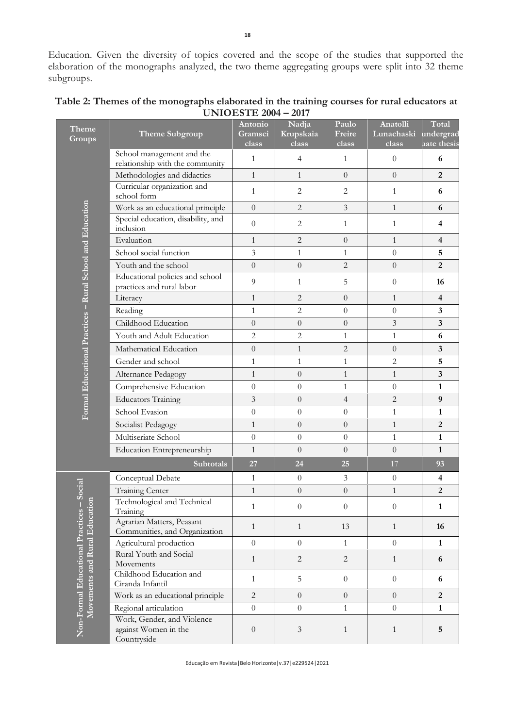Education. Given the diversity of topics covered and the scope of the studies that supported the elaboration of the monographs analyzed, the two theme aggregating groups were split into 32 theme subgroups.

**Table 2: Themes of the monographs elaborated in the training courses for rural educators at UNIOESTE 2004 – 2017**

| Theme Groups | Theme Subgroup | Antonio Gramsci class | Nadja Krupskaia class | Paulo Freire class | Anatolli Lunachaski class | Total undergraduate thesis |
|---|---|---|---|---|---|---|
| Formal Educational Practices – Rural School and Education | School management and the relationship with the community | 1 | 4 | 1 | 0 | **6** |
| | Methodologies and didactics | 1 | 1 | 0 | 0 | **2** |
| | Curricular organization and school form | 1 | 2 | 2 | 1 | **6** |
| | Work as an educational principle | 0 | 2 | 3 | 1 | **6** |
| | Special education, disability, and inclusion | 0 | 2 | 1 | 1 | **4** |
| | Evaluation | 1 | 2 | 0 | 1 | **4** |
| | School social function | 3 | 1 | 1 | 0 | **5** |
| | Youth and the school | 0 | 0 | 2 | 0 | **2** |
| | Educational policies and school practices and rural labor | 9 | 1 | 5 | 0 | **16** |
| | Literacy | 1 | 2 | 0 | 1 | **4** |
| | Reading | 1 | 2 | 0 | 0 | **3** |
| | Childhood Education | 0 | 0 | 0 | 3 | **3** |
| | Youth and Adult Education | 2 | 2 | 1 | 1 | **6** |
| | Mathematical Education | 0 | 1 | 2 | 0 | **3** |
| | Gender and school | 1 | 1 | 1 | 2 | **5** |
| | Alternance Pedagogy | 1 | 0 | 1 | 1 | **3** |
| | Comprehensive Education | 0 | 0 | 1 | 0 | **1** |
| | Educators Training | 3 | 0 | 4 | 2 | **9** |
| | School Evasion | 0 | 0 | 0 | 1 | **1** |
| | Socialist Pedagogy | 1 | 0 | 0 | 1 | **2** |
| | Multiseriate School | 0 | 0 | 0 | 1 | **1** |
| | Education Entrepreneurship | 1 | 0 | 0 | 0 | **1** |
| | **Subtotals** | **27** | **24** | **25** | 17 | **93** |
| Non-Formal Educational Practices – Social Movements and Rural Education | Conceptual Debate | 1 | 0 | 3 | 0 | **4** |
| | Training Center | 1 | 0 | 0 | 1 | **2** |
| | Technological and Technical Training | 1 | 0 | 0 | 0 | **1** |
| | Agrarian Matters, Peasant Communities, and Organization | 1 | 1 | 13 | 1 | **16** |
| | Agricultural production | 0 | 0 | 1 | 0 | **1** |
| | Rural Youth and Social Movements | 1 | 2 | 2 | 1 | **6** |
| | Childhood Education and Ciranda Infantil | 1 | 5 | 0 | 0 | **6** |
| | Work as an educational principle | 2 | 0 | 0 | 0 | **2** |
| | Regional articulation | 0 | 0 | 1 | 0 | **1** |
| | Work, Gender, and Violence against Women in the Countryside | 0 | 3 | 1 | 1 | **5** |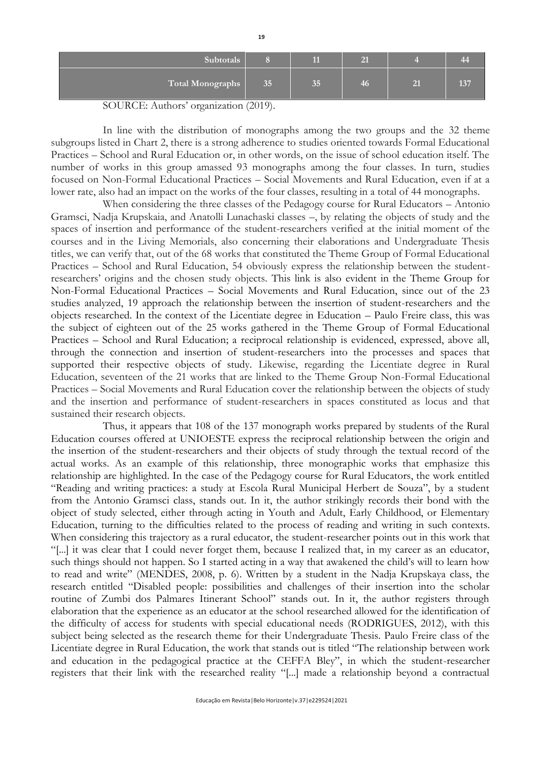| Subtotals | 8 | 11 | 21 | 4 | 44 |
|---|---|---|---|---|---|
| Total Monographs | 35 | 35 | 46 | 21 | 137 |

SOURCE: Authors' organization (2019).

In line with the distribution of monographs among the two groups and the 32 theme subgroups listed in Chart 2, there is a strong adherence to studies oriented towards Formal Educational Practices – School and Rural Education or, in other words, on the issue of school education itself. The number of works in this group amassed 93 monographs among the four classes. In turn, studies focused on Non-Formal Educational Practices – Social Movements and Rural Education, even if at a lower rate, also had an impact on the works of the four classes, resulting in a total of 44 monographs.

When considering the three classes of the Pedagogy course for Rural Educators – Antonio Gramsci, Nadja Krupskaia, and Anatolli Lunachaski classes –, by relating the objects of study and the spaces of insertion and performance of the student-researchers verified at the initial moment of the courses and in the Living Memorials, also concerning their elaborations and Undergraduate Thesis titles, we can verify that, out of the 68 works that constituted the Theme Group of Formal Educational Practices – School and Rural Education, 54 obviously express the relationship between the student-researchers' origins and the chosen study objects. This link is also evident in the Theme Group for Non-Formal Educational Practices – Social Movements and Rural Education, since out of the 23 studies analyzed, 19 approach the relationship between the insertion of student-researchers and the objects researched. In the context of the Licentiate degree in Education – Paulo Freire class, this was the subject of eighteen out of the 25 works gathered in the Theme Group of Formal Educational Practices – School and Rural Education; a reciprocal relationship is evidenced, expressed, above all, through the connection and insertion of student-researchers into the processes and spaces that supported their respective objects of study. Likewise, regarding the Licentiate degree in Rural Education, seventeen of the 21 works that are linked to the Theme Group Non-Formal Educational Practices – Social Movements and Rural Education cover the relationship between the objects of study and the insertion and performance of student-researchers in spaces constituted as locus and that sustained their research objects.

Thus, it appears that 108 of the 137 monograph works prepared by students of the Rural Education courses offered at UNIOESTE express the reciprocal relationship between the origin and the insertion of the student-researchers and their objects of study through the textual record of the actual works. As an example of this relationship, three monographic works that emphasize this relationship are highlighted. In the case of the Pedagogy course for Rural Educators, the work entitled "Reading and writing practices: a study at Escola Rural Municipal Herbert de Souza", by a student from the Antonio Gramsci class, stands out. In it, the author strikingly records their bond with the object of study selected, either through acting in Youth and Adult, Early Childhood, or Elementary Education, turning to the difficulties related to the process of reading and writing in such contexts. When considering this trajectory as a rural educator, the student-researcher points out in this work that "[...] it was clear that I could never forget them, because I realized that, in my career as an educator, such things should not happen. So I started acting in a way that awakened the child's will to learn how to read and write" (MENDES, 2008, p. 6). Written by a student in the Nadja Krupskaya class, the research entitled "Disabled people: possibilities and challenges of their insertion into the scholar routine of Zumbi dos Palmares Itinerant School" stands out. In it, the author registers through elaboration that the experience as an educator at the school researched allowed for the identification of the difficulty of access for students with special educational needs (RODRIGUES, 2012), with this subject being selected as the research theme for their Undergraduate Thesis. Paulo Freire class of the Licentiate degree in Rural Education, the work that stands out is titled "The relationship between work and education in the pedagogical practice at the CEFFA Bley", in which the student-researcher registers that their link with the researched reality "[...] made a relationship beyond a contractual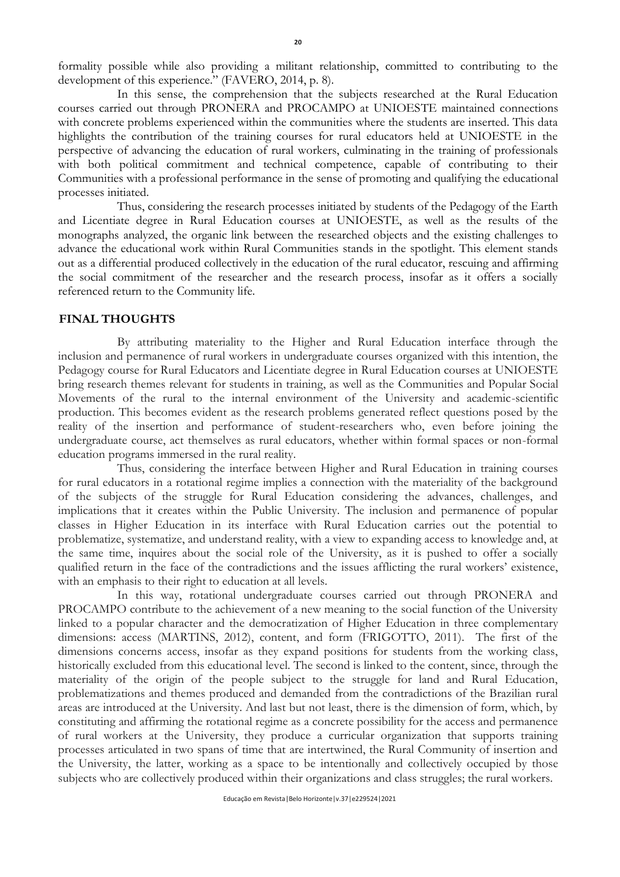formality possible while also providing a militant relationship, committed to contributing to the development of this experience." (FAVERO, 2014, p. 8).

In this sense, the comprehension that the subjects researched at the Rural Education courses carried out through PRONERA and PROCAMPO at UNIOESTE maintained connections with concrete problems experienced within the communities where the students are inserted. This data highlights the contribution of the training courses for rural educators held at UNIOESTE in the perspective of advancing the education of rural workers, culminating in the training of professionals with both political commitment and technical competence, capable of contributing to their Communities with a professional performance in the sense of promoting and qualifying the educational processes initiated.

Thus, considering the research processes initiated by students of the Pedagogy of the Earth and Licentiate degree in Rural Education courses at UNIOESTE, as well as the results of the monographs analyzed, the organic link between the researched objects and the existing challenges to advance the educational work within Rural Communities stands in the spotlight. This element stands out as a differential produced collectively in the education of the rural educator, rescuing and affirming the social commitment of the researcher and the research process, insofar as it offers a socially referenced return to the Community life.

## FINAL THOUGHTS

By attributing materiality to the Higher and Rural Education interface through the inclusion and permanence of rural workers in undergraduate courses organized with this intention, the Pedagogy course for Rural Educators and Licentiate degree in Rural Education courses at UNIOESTE bring research themes relevant for students in training, as well as the Communities and Popular Social Movements of the rural to the internal environment of the University and academic-scientific production. This becomes evident as the research problems generated reflect questions posed by the reality of the insertion and performance of student-researchers who, even before joining the undergraduate course, act themselves as rural educators, whether within formal spaces or non-formal education programs immersed in the rural reality.

Thus, considering the interface between Higher and Rural Education in training courses for rural educators in a rotational regime implies a connection with the materiality of the background of the subjects of the struggle for Rural Education considering the advances, challenges, and implications that it creates within the Public University. The inclusion and permanence of popular classes in Higher Education in its interface with Rural Education carries out the potential to problematize, systematize, and understand reality, with a view to expanding access to knowledge and, at the same time, inquires about the social role of the University, as it is pushed to offer a socially qualified return in the face of the contradictions and the issues afflicting the rural workers' existence, with an emphasis to their right to education at all levels.

In this way, rotational undergraduate courses carried out through PRONERA and PROCAMPO contribute to the achievement of a new meaning to the social function of the University linked to a popular character and the democratization of Higher Education in three complementary dimensions: access (MARTINS, 2012), content, and form (FRIGOTTO, 2011). The first of the dimensions concerns access, insofar as they expand positions for students from the working class, historically excluded from this educational level. The second is linked to the content, since, through the materiality of the origin of the people subject to the struggle for land and Rural Education, problematizations and themes produced and demanded from the contradictions of the Brazilian rural areas are introduced at the University. And last but not least, there is the dimension of form, which, by constituting and affirming the rotational regime as a concrete possibility for the access and permanence of rural workers at the University, they produce a curricular organization that supports training processes articulated in two spans of time that are intertwined, the Rural Community of insertion and the University, the latter, working as a space to be intentionally and collectively occupied by those subjects who are collectively produced within their organizations and class struggles; the rural workers.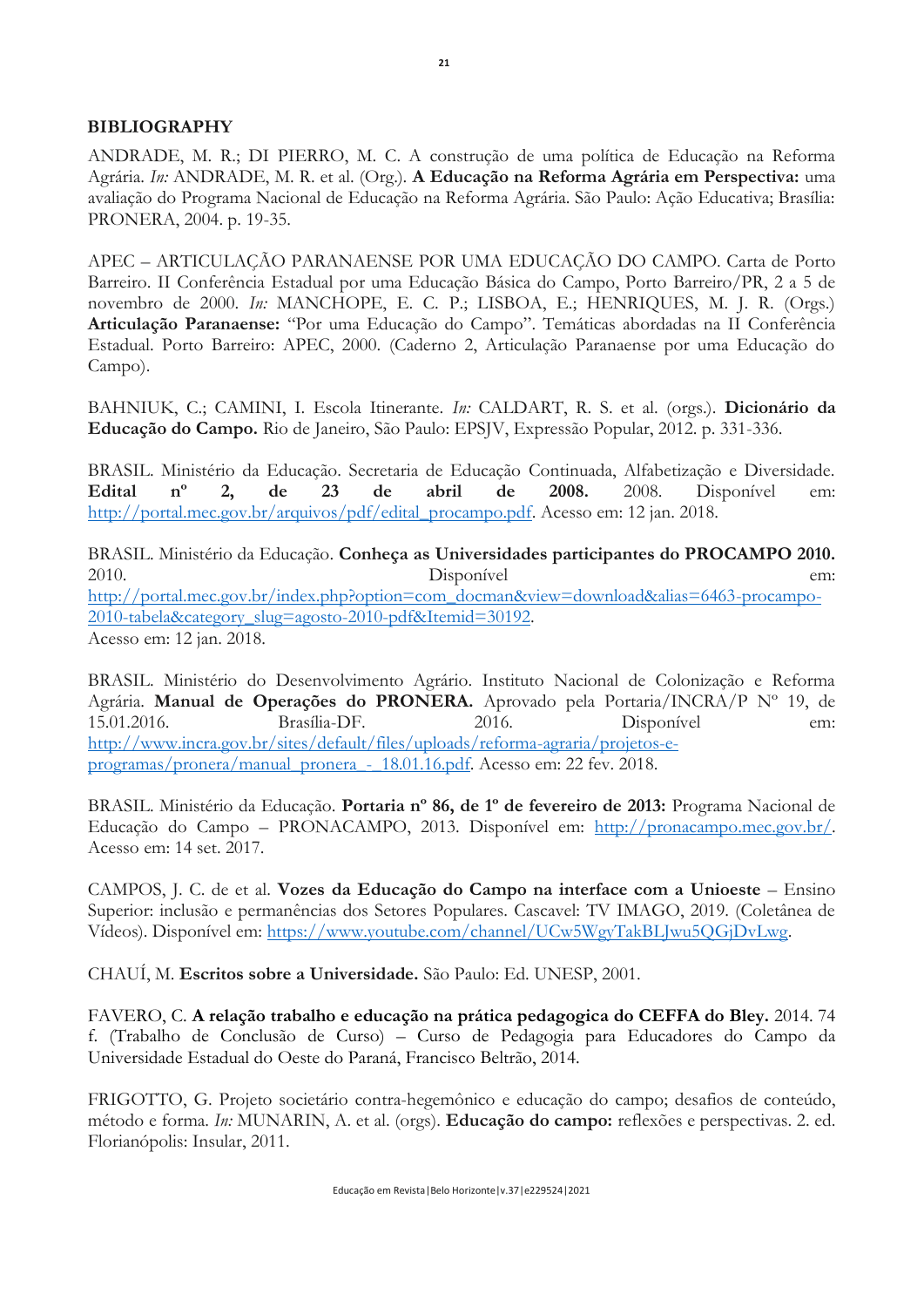## BIBLIOGRAPHY

ANDRADE, M. R.; DI PIERRO, M. C. A construção de uma política de Educação na Reforma Agrária. *In:* ANDRADE, M. R. et al. (Org.). **A Educação na Reforma Agrária em Perspectiva:** uma avaliação do Programa Nacional de Educação na Reforma Agrária. São Paulo: Ação Educativa; Brasília: PRONERA, 2004. p. 19-35.

APEC – ARTICULAÇÃO PARANAENSE POR UMA EDUCAÇÃO DO CAMPO. Carta de Porto Barreiro. II Conferência Estadual por uma Educação Básica do Campo, Porto Barreiro/PR, 2 a 5 de novembro de 2000. *In:* MANCHOPE, E. C. P.; LISBOA, E.; HENRIQUES, M. J. R. (Orgs.) **Articulação Paranaense:** "Por uma Educação do Campo". Temáticas abordadas na II Conferência Estadual. Porto Barreiro: APEC, 2000. (Caderno 2, Articulação Paranaense por uma Educação do Campo).

BAHNIUK, C.; CAMINI, I. Escola Itinerante. *In:* CALDART, R. S. et al. (orgs.). **Dicionário da Educação do Campo.** Rio de Janeiro, São Paulo: EPSJV, Expressão Popular, 2012. p. 331-336.

BRASIL. Ministério da Educação. Secretaria de Educação Continuada, Alfabetização e Diversidade. **Edital nº 2, de 23 de abril de 2008.** 2008. Disponível em: http://portal.mec.gov.br/arquivos/pdf/edital_procampo.pdf. Acesso em: 12 jan. 2018.

BRASIL. Ministério da Educação. **Conheça as Universidades participantes do PROCAMPO 2010.** 2010. Disponível em: http://portal.mec.gov.br/index.php?option=com_docman&view=download&alias=6463-procampo-2010-tabela&category_slug=agosto-2010-pdf&Itemid=30192.
Acesso em: 12 jan. 2018.

BRASIL. Ministério do Desenvolvimento Agrário. Instituto Nacional de Colonização e Reforma Agrária. **Manual de Operações do PRONERA.** Aprovado pela Portaria/INCRA/P Nº 19, de 15.01.2016. Brasília-DF. 2016. Disponível em: http://www.incra.gov.br/sites/default/files/uploads/reforma-agraria/projetos-e-programas/pronera/manual_pronera_-_18.01.16.pdf. Acesso em: 22 fev. 2018.

BRASIL. Ministério da Educação. **Portaria nº 86, de 1º de fevereiro de 2013:** Programa Nacional de Educação do Campo – PRONACAMPO, 2013. Disponível em: http://pronacampo.mec.gov.br/. Acesso em: 14 set. 2017.

CAMPOS, J. C. de et al. **Vozes da Educação do Campo na interface com a Unioeste** – Ensino Superior: inclusão e permanências dos Setores Populares. Cascavel: TV IMAGO, 2019. (Coletânea de Vídeos). Disponível em: https://www.youtube.com/channel/UCw5WgyTakBLJwu5QGjDvLwg.

CHAUÍ, M. **Escritos sobre a Universidade.** São Paulo: Ed. UNESP, 2001.

FAVERO, C. **A relação trabalho e educação na prática pedagogica do CEFFA do Bley.** 2014. 74 f. (Trabalho de Conclusão de Curso) – Curso de Pedagogia para Educadores do Campo da Universidade Estadual do Oeste do Paraná, Francisco Beltrão, 2014.

FRIGOTTO, G. Projeto societário contra-hegemônico e educação do campo; desafios de conteúdo, método e forma. *In:* MUNARIN, A. et al. (orgs). **Educação do campo:** reflexões e perspectivas. 2. ed. Florianópolis: Insular, 2011.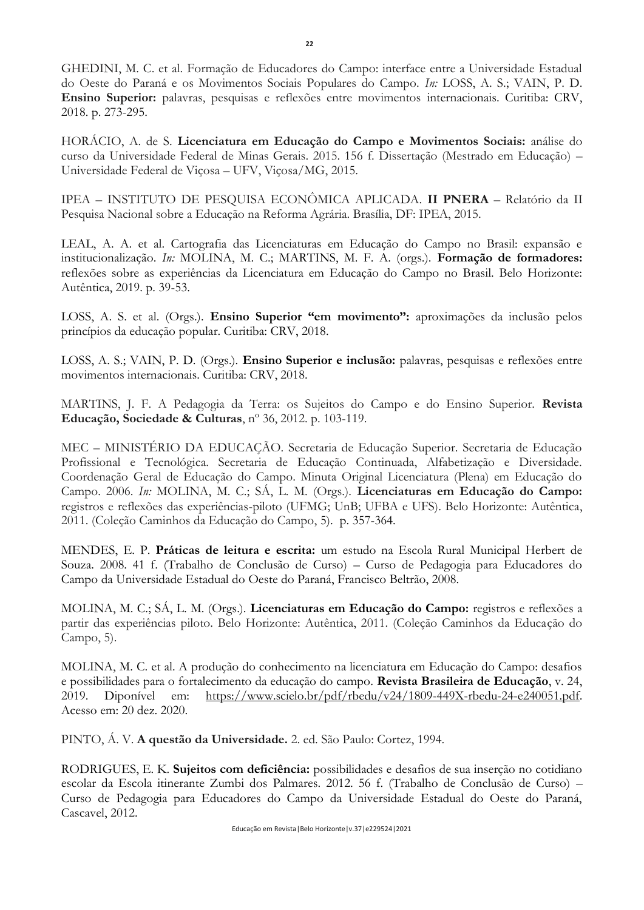GHEDINI, M. C. et al. Formação de Educadores do Campo: interface entre a Universidade Estadual do Oeste do Paraná e os Movimentos Sociais Populares do Campo. *In:* LOSS, A. S.; VAIN, P. D. **Ensino Superior:** palavras, pesquisas e reflexões entre movimentos internacionais. Curitiba: CRV, 2018. p. 273-295.

HORÁCIO, A. de S. **Licenciatura em Educação do Campo e Movimentos Sociais:** análise do curso da Universidade Federal de Minas Gerais. 2015. 156 f. Dissertação (Mestrado em Educação) – Universidade Federal de Viçosa – UFV, Viçosa/MG, 2015.

IPEA – INSTITUTO DE PESQUISA ECONÔMICA APLICADA. **II PNERA** – Relatório da II Pesquisa Nacional sobre a Educação na Reforma Agrária. Brasília, DF: IPEA, 2015.

LEAL, A. A. et al. Cartografia das Licenciaturas em Educação do Campo no Brasil: expansão e institucionalização. *In:* MOLINA, M. C.; MARTINS, M. F. A. (orgs.). **Formação de formadores:** reflexões sobre as experiências da Licenciatura em Educação do Campo no Brasil. Belo Horizonte: Autêntica, 2019. p. 39-53.

LOSS, A. S. et al. (Orgs.). **Ensino Superior "em movimento":** aproximações da inclusão pelos princípios da educação popular. Curitiba: CRV, 2018.

LOSS, A. S.; VAIN, P. D. (Orgs.). **Ensino Superior e inclusão:** palavras, pesquisas e reflexões entre movimentos internacionais. Curitiba: CRV, 2018.

MARTINS, J. F. A Pedagogia da Terra: os Sujeitos do Campo e do Ensino Superior. **Revista Educação, Sociedade & Culturas**, nº 36, 2012. p. 103-119.

MEC – MINISTÉRIO DA EDUCAÇÃO. Secretaria de Educação Superior. Secretaria de Educação Profissional e Tecnológica. Secretaria de Educação Continuada, Alfabetização e Diversidade. Coordenação Geral de Educação do Campo. Minuta Original Licenciatura (Plena) em Educação do Campo. 2006. *In:* MOLINA, M. C.; SÁ, L. M. (Orgs.). **Licenciaturas em Educação do Campo:** registros e reflexões das experiências-piloto (UFMG; UnB; UFBA e UFS). Belo Horizonte: Autêntica, 2011. (Coleção Caminhos da Educação do Campo, 5). p. 357-364.

MENDES, E. P. **Práticas de leitura e escrita:** um estudo na Escola Rural Municipal Herbert de Souza. 2008. 41 f. (Trabalho de Conclusão de Curso) – Curso de Pedagogia para Educadores do Campo da Universidade Estadual do Oeste do Paraná, Francisco Beltrão, 2008.

MOLINA, M. C.; SÁ, L. M. (Orgs.). **Licenciaturas em Educação do Campo:** registros e reflexões a partir das experiências piloto. Belo Horizonte: Autêntica, 2011. (Coleção Caminhos da Educação do Campo, 5).

MOLINA, M. C. et al. A produção do conhecimento na licenciatura em Educação do Campo: desafios e possibilidades para o fortalecimento da educação do campo. **Revista Brasileira de Educação**, v. 24, 2019. Diponível em: https://www.scielo.br/pdf/rbedu/v24/1809-449X-rbedu-24-e240051.pdf. Acesso em: 20 dez. 2020.

PINTO, Á. V. **A questão da Universidade.** 2. ed. São Paulo: Cortez, 1994.

RODRIGUES, E. K. **Sujeitos com deficiência:** possibilidades e desafios de sua inserção no cotidiano escolar da Escola itinerante Zumbi dos Palmares. 2012. 56 f. (Trabalho de Conclusão de Curso) – Curso de Pedagogia para Educadores do Campo da Universidade Estadual do Oeste do Paraná, Cascavel, 2012.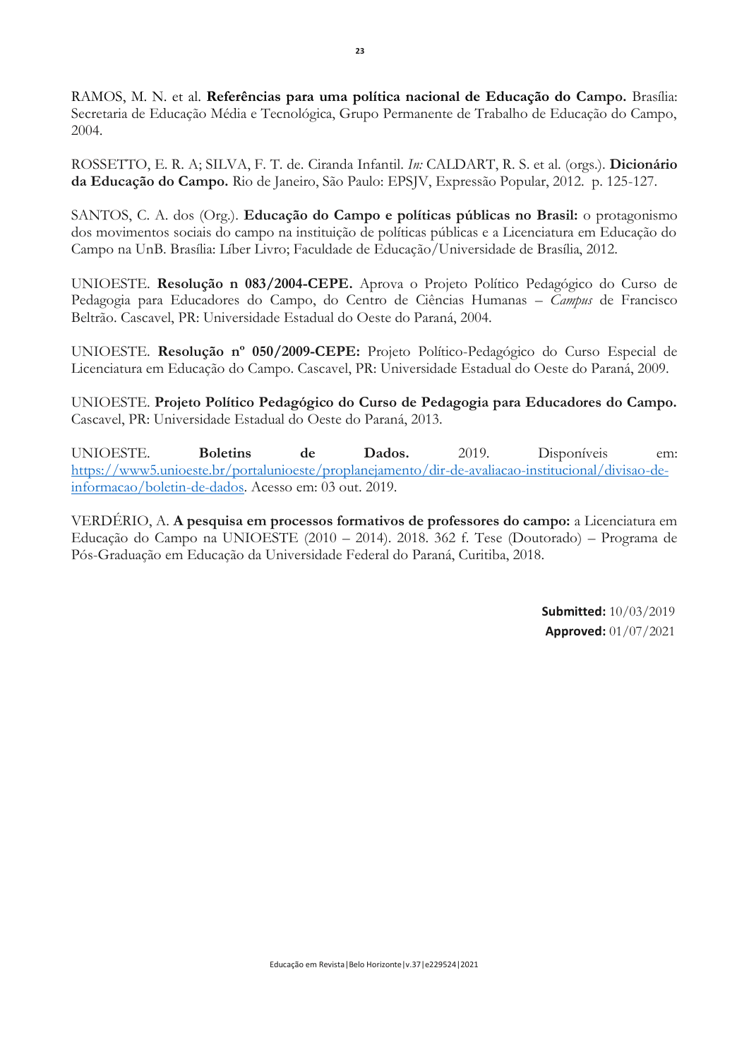RAMOS, M. N. et al. **Referências para uma política nacional de Educação do Campo.** Brasília: Secretaria de Educação Média e Tecnológica, Grupo Permanente de Trabalho de Educação do Campo, 2004.

ROSSETTO, E. R. A; SILVA, F. T. de. Ciranda Infantil. *In:* CALDART, R. S. et al. (orgs.). **Dicionário da Educação do Campo.** Rio de Janeiro, São Paulo: EPSJV, Expressão Popular, 2012. p. 125-127.

SANTOS, C. A. dos (Org.). **Educação do Campo e políticas públicas no Brasil:** o protagonismo dos movimentos sociais do campo na instituição de políticas públicas e a Licenciatura em Educação do Campo na UnB. Brasília: Líber Livro; Faculdade de Educação/Universidade de Brasília, 2012.

UNIOESTE. **Resolução n 083/2004-CEPE.** Aprova o Projeto Político Pedagógico do Curso de Pedagogia para Educadores do Campo, do Centro de Ciências Humanas – *Campus* de Francisco Beltrão. Cascavel, PR: Universidade Estadual do Oeste do Paraná, 2004.

UNIOESTE. **Resolução nº 050/2009-CEPE:** Projeto Político-Pedagógico do Curso Especial de Licenciatura em Educação do Campo. Cascavel, PR: Universidade Estadual do Oeste do Paraná, 2009.

UNIOESTE. **Projeto Político Pedagógico do Curso de Pedagogia para Educadores do Campo.** Cascavel, PR: Universidade Estadual do Oeste do Paraná, 2013.

UNIOESTE. **Boletins de Dados.** 2019. Disponíveis em: https://www5.unioeste.br/portalunioeste/proplanejamento/dir-de-avaliacao-institucional/divisao-de-informacao/boletin-de-dados. Acesso em: 03 out. 2019.

VERDÉRIO, A. **A pesquisa em processos formativos de professores do campo:** a Licenciatura em Educação do Campo na UNIOESTE (2010 – 2014). 2018. 362 f. Tese (Doutorado) – Programa de Pós-Graduação em Educação da Universidade Federal do Paraná, Curitiba, 2018.

**Submitted:** 10/03/2019
**Approved:** 01/07/2021